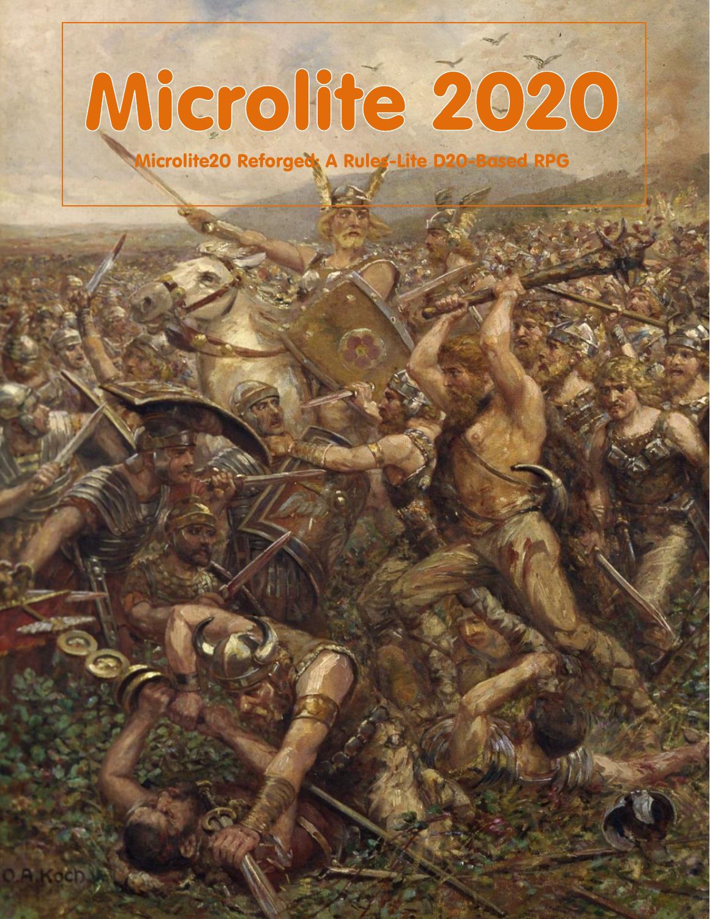# Microlite 2020

Microlite20 Reforged: A Rules-Lite D20-Based RPG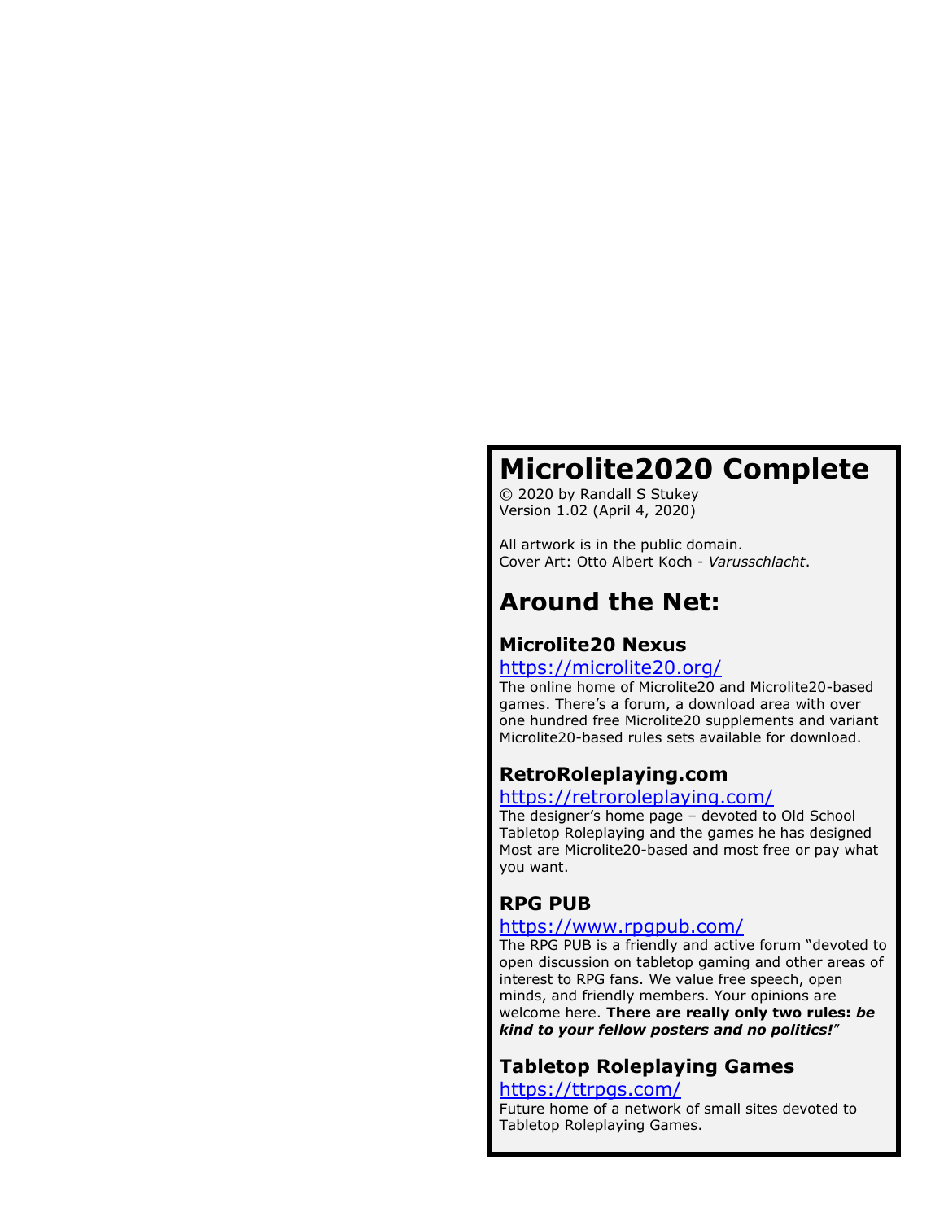# Microlite2020 Complete

© 2020 by Randall S Stukey
Version 1.02 (April 4, 2020)

All artwork is in the public domain.
Cover Art: Otto Albert Koch - *Varusschlacht*.

## Around the Net:

### Microlite20 Nexus

https://microlite20.org/

The online home of Microlite20 and Microlite20-based games. There's a forum, a download area with over one hundred free Microlite20 supplements and variant Microlite20-based rules sets available for download.

### RetroRoleplaying.com

https://retroroleplaying.com/

The designer's home page – devoted to Old School Tabletop Roleplaying and the games he has designed Most are Microlite20-based and most free or pay what you want.

### RPG PUB

https://www.rpgpub.com/

The RPG PUB is a friendly and active forum "devoted to open discussion on tabletop gaming and other areas of interest to RPG fans. We value free speech, open minds, and friendly members. Your opinions are welcome here. **There are really only two rules: *be kind to your fellow posters and no politics!***"

### Tabletop Roleplaying Games

https://ttrpgs.com/

Future home of a network of small sites devoted to Tabletop Roleplaying Games.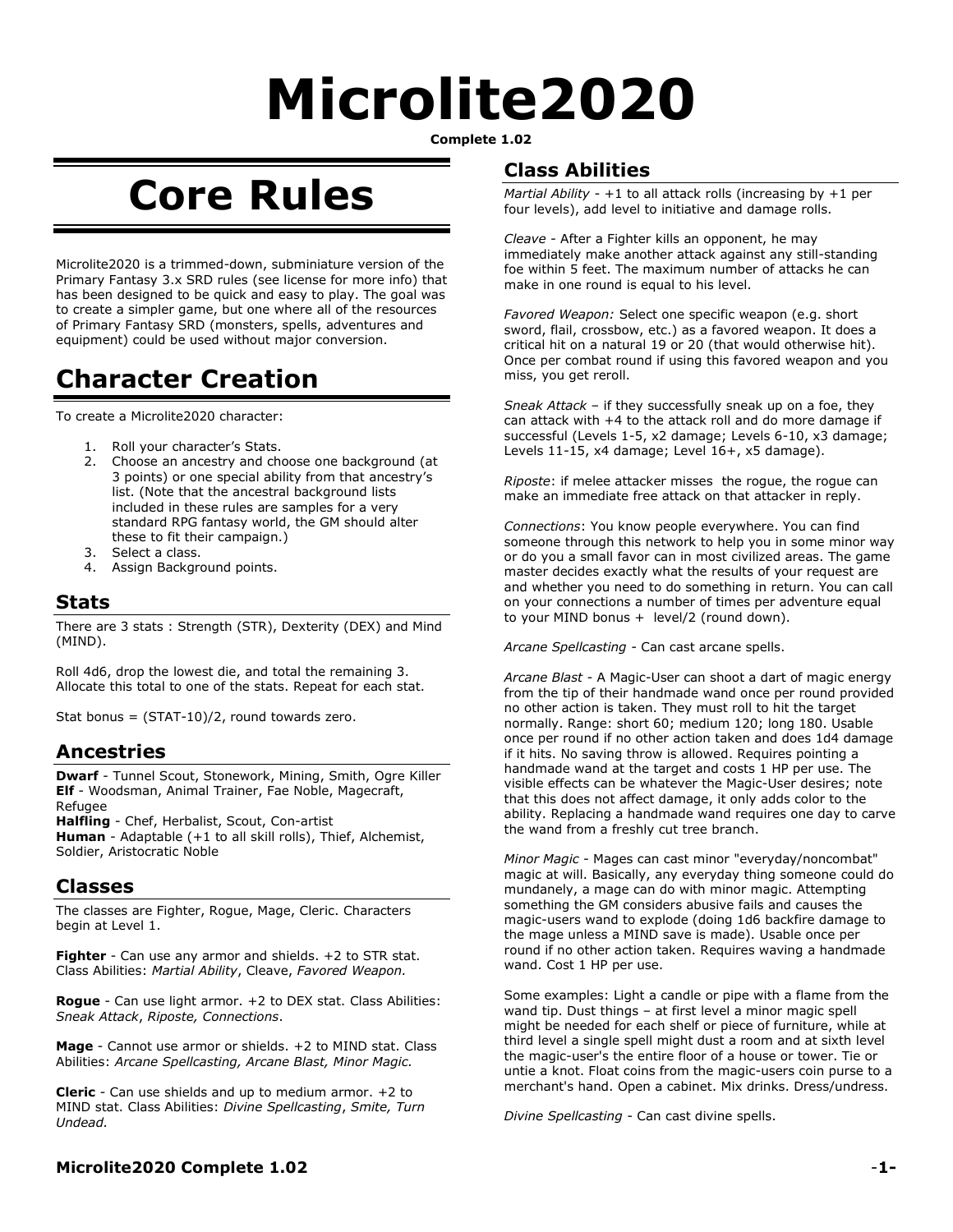# Microlite2020

**Complete 1.02**

# Core Rules

Microlite2020 is a trimmed-down, subminiature version of the Primary Fantasy 3.x SRD rules (see license for more info) that has been designed to be quick and easy to play. The goal was to create a simpler game, but one where all of the resources of Primary Fantasy SRD (monsters, spells, adventures and equipment) could be used without major conversion.

## Character Creation

To create a Microlite2020 character:

1. Roll your character's Stats.
2. Choose an ancestry and choose one background (at 3 points) or one special ability from that ancestry's list. (Note that the ancestral background lists included in these rules are samples for a very standard RPG fantasy world, the GM should alter these to fit their campaign.)
3. Select a class.
4. Assign Background points.

### Stats

There are 3 stats : Strength (STR), Dexterity (DEX) and Mind (MIND).

Roll 4d6, drop the lowest die, and total the remaining 3. Allocate this total to one of the stats. Repeat for each stat.

Stat bonus = (STAT-10)/2, round towards zero.

### Ancestries

**Dwarf** - Tunnel Scout, Stonework, Mining, Smith, Ogre Killer
**Elf** - Woodsman, Animal Trainer, Fae Noble, Magecraft, Refugee
**Halfling** - Chef, Herbalist, Scout, Con-artist
**Human** - Adaptable (+1 to all skill rolls), Thief, Alchemist, Soldier, Aristocratic Noble

### Classes

The classes are Fighter, Rogue, Mage, Cleric. Characters begin at Level 1.

**Fighter** - Can use any armor and shields. +2 to STR stat. Class Abilities: *Martial Ability*, Cleave, *Favored Weapon.*

**Rogue** - Can use light armor. +2 to DEX stat. Class Abilities: *Sneak Attack*, *Riposte, Connections*.

**Mage** - Cannot use armor or shields. +2 to MIND stat. Class Abilities: *Arcane Spellcasting, Arcane Blast, Minor Magic.*

**Cleric** - Can use shields and up to medium armor. +2 to MIND stat. Class Abilities: *Divine Spellcasting*, *Smite, Turn Undead.*

### Class Abilities

*Martial Ability* - +1 to all attack rolls (increasing by +1 per four levels), add level to initiative and damage rolls.

*Cleave* - After a Fighter kills an opponent, he may immediately make another attack against any still-standing foe within 5 feet. The maximum number of attacks he can make in one round is equal to his level.

*Favored Weapon:* Select one specific weapon (e.g. short sword, flail, crossbow, etc.) as a favored weapon. It does a critical hit on a natural 19 or 20 (that would otherwise hit). Once per combat round if using this favored weapon and you miss, you get reroll.

*Sneak Attack* – if they successfully sneak up on a foe, they can attack with +4 to the attack roll and do more damage if successful (Levels 1-5, x2 damage; Levels 6-10, x3 damage; Levels 11-15, x4 damage; Level 16+, x5 damage).

*Riposte*: if melee attacker misses the rogue, the rogue can make an immediate free attack on that attacker in reply.

*Connections*: You know people everywhere. You can find someone through this network to help you in some minor way or do you a small favor can in most civilized areas. The game master decides exactly what the results of your request are and whether you need to do something in return. You can call on your connections a number of times per adventure equal to your MIND bonus + level/2 (round down).

*Arcane Spellcasting* - Can cast arcane spells.

*Arcane Blast* - A Magic-User can shoot a dart of magic energy from the tip of their handmade wand once per round provided no other action is taken. They must roll to hit the target normally. Range: short 60; medium 120; long 180. Usable once per round if no other action taken and does 1d4 damage if it hits. No saving throw is allowed. Requires pointing a handmade wand at the target and costs 1 HP per use. The visible effects can be whatever the Magic-User desires; note that this does not affect damage, it only adds color to the ability. Replacing a handmade wand requires one day to carve the wand from a freshly cut tree branch.

*Minor Magic* - Mages can cast minor "everyday/noncombat" magic at will. Basically, any everyday thing someone could do mundanely, a mage can do with minor magic. Attempting something the GM considers abusive fails and causes the magic-users wand to explode (doing 1d6 backfire damage to the mage unless a MIND save is made). Usable once per round if no other action taken. Requires waving a handmade wand. Cost 1 HP per use.

Some examples: Light a candle or pipe with a flame from the wand tip. Dust things – at first level a minor magic spell might be needed for each shelf or piece of furniture, while at third level a single spell might dust a room and at sixth level the magic-user's the entire floor of a house or tower. Tie or untie a knot. Float coins from the magic-users coin purse to a merchant's hand. Open a cabinet. Mix drinks. Dress/undress.

*Divine Spellcasting* - Can cast divine spells.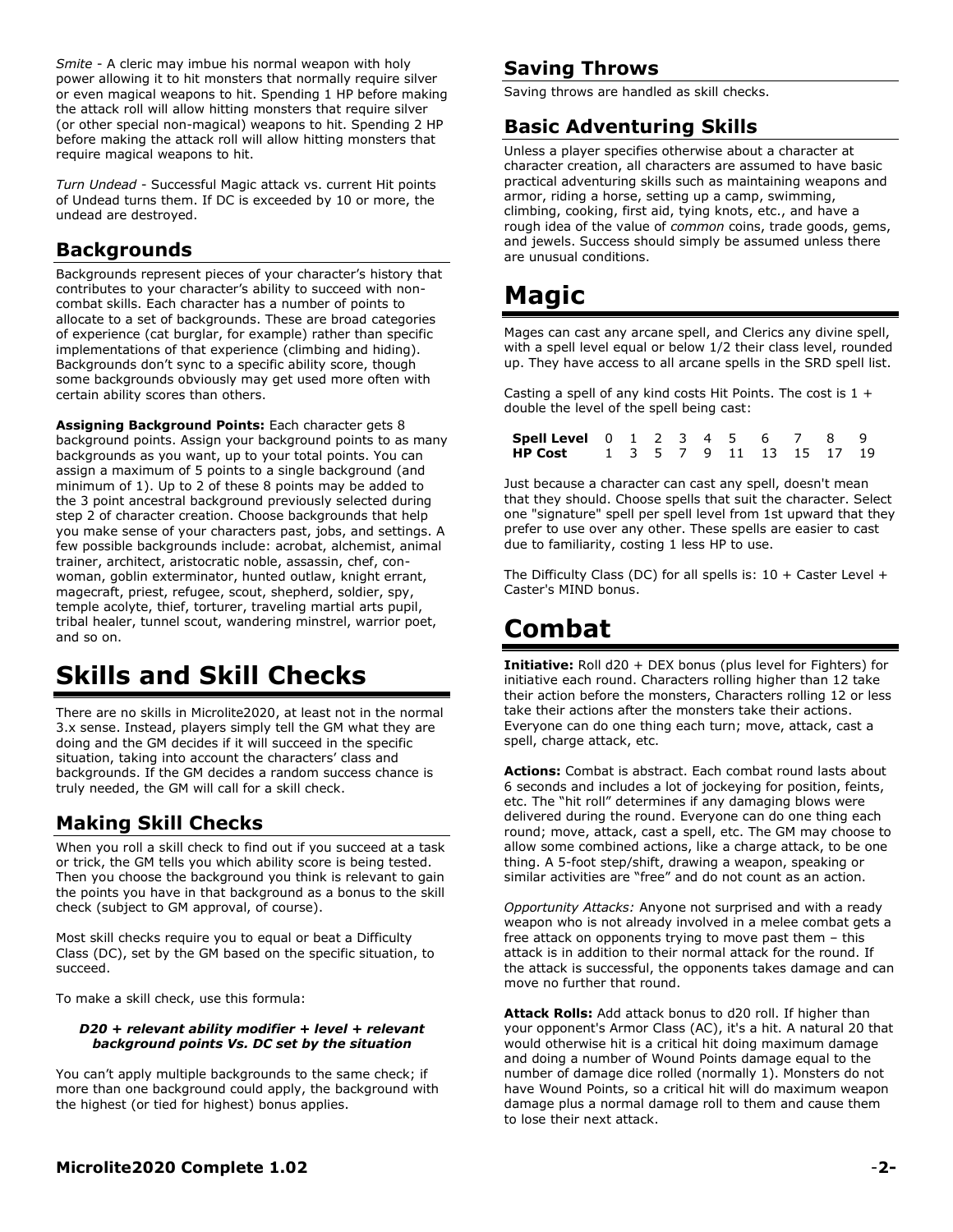*Smite* - A cleric may imbue his normal weapon with holy power allowing it to hit monsters that normally require silver or even magical weapons to hit. Spending 1 HP before making the attack roll will allow hitting monsters that require silver (or other special non-magical) weapons to hit. Spending 2 HP before making the attack roll will allow hitting monsters that require magical weapons to hit.

*Turn Undead* - Successful Magic attack vs. current Hit points of Undead turns them. If DC is exceeded by 10 or more, the undead are destroyed.

## Backgrounds

Backgrounds represent pieces of your character's history that contributes to your character's ability to succeed with non-combat skills. Each character has a number of points to allocate to a set of backgrounds. These are broad categories of experience (cat burglar, for example) rather than specific implementations of that experience (climbing and hiding). Backgrounds don't sync to a specific ability score, though some backgrounds obviously may get used more often with certain ability scores than others.

**Assigning Background Points:** Each character gets 8 background points. Assign your background points to as many backgrounds as you want, up to your total points. You can assign a maximum of 5 points to a single background (and minimum of 1). Up to 2 of these 8 points may be added to the 3 point ancestral background previously selected during step 2 of character creation. Choose backgrounds that help you make sense of your characters past, jobs, and settings. A few possible backgrounds include: acrobat, alchemist, animal trainer, architect, aristocratic noble, assassin, chef, con-woman, goblin exterminator, hunted outlaw, knight errant, magecraft, priest, refugee, scout, shepherd, soldier, spy, temple acolyte, thief, torturer, traveling martial arts pupil, tribal healer, tunnel scout, wandering minstrel, warrior poet, and so on.

# Skills and Skill Checks

There are no skills in Microlite2020, at least not in the normal 3.x sense. Instead, players simply tell the GM what they are doing and the GM decides if it will succeed in the specific situation, taking into account the characters' class and backgrounds. If the GM decides a random success chance is truly needed, the GM will call for a skill check.

## Making Skill Checks

When you roll a skill check to find out if you succeed at a task or trick, the GM tells you which ability score is being tested. Then you choose the background you think is relevant to gain the points you have in that background as a bonus to the skill check (subject to GM approval, of course).

Most skill checks require you to equal or beat a Difficulty Class (DC), set by the GM based on the specific situation, to succeed.

To make a skill check, use this formula:

***D20 + relevant ability modifier + level + relevant background points Vs. DC set by the situation***

You can't apply multiple backgrounds to the same check; if more than one background could apply, the background with the highest (or tied for highest) bonus applies.

## Saving Throws

Saving throws are handled as skill checks.

## Basic Adventuring Skills

Unless a player specifies otherwise about a character at character creation, all characters are assumed to have basic practical adventuring skills such as maintaining weapons and armor, riding a horse, setting up a camp, swimming, climbing, cooking, first aid, tying knots, etc., and have a rough idea of the value of *common* coins, trade goods, gems, and jewels. Success should simply be assumed unless there are unusual conditions.

# Magic

Mages can cast any arcane spell, and Clerics any divine spell, with a spell level equal or below 1/2 their class level, rounded up. They have access to all arcane spells in the SRD spell list.

Casting a spell of any kind costs Hit Points. The cost is 1 + double the level of the spell being cast:

| **Spell Level** | 0 | 1 | 2 | 3 | 4 | 5 | 6 | 7 | 8 | 9 |
|---|---|---|---|---|---|---|---|---|---|---|
| **HP Cost** | 1 | 3 | 5 | 7 | 9 | 11 | 13 | 15 | 17 | 19 |

Just because a character can cast any spell, doesn't mean that they should. Choose spells that suit the character. Select one "signature" spell per spell level from 1st upward that they prefer to use over any other. These spells are easier to cast due to familiarity, costing 1 less HP to use.

The Difficulty Class (DC) for all spells is: 10 + Caster Level + Caster's MIND bonus.

# Combat

**Initiative:** Roll d20 + DEX bonus (plus level for Fighters) for initiative each round. Characters rolling higher than 12 take their action before the monsters, Characters rolling 12 or less take their actions after the monsters take their actions. Everyone can do one thing each turn; move, attack, cast a spell, charge attack, etc.

**Actions:** Combat is abstract. Each combat round lasts about 6 seconds and includes a lot of jockeying for position, feints, etc. The "hit roll" determines if any damaging blows were delivered during the round. Everyone can do one thing each round; move, attack, cast a spell, etc. The GM may choose to allow some combined actions, like a charge attack, to be one thing. A 5-foot step/shift, drawing a weapon, speaking or similar activities are "free" and do not count as an action.

*Opportunity Attacks:* Anyone not surprised and with a ready weapon who is not already involved in a melee combat gets a free attack on opponents trying to move past them – this attack is in addition to their normal attack for the round. If the attack is successful, the opponents takes damage and can move no further that round.

**Attack Rolls:** Add attack bonus to d20 roll. If higher than your opponent's Armor Class (AC), it's a hit. A natural 20 that would otherwise hit is a critical hit doing maximum damage and doing a number of Wound Points damage equal to the number of damage dice rolled (normally 1). Monsters do not have Wound Points, so a critical hit will do maximum weapon damage plus a normal damage roll to them and cause them to lose their next attack.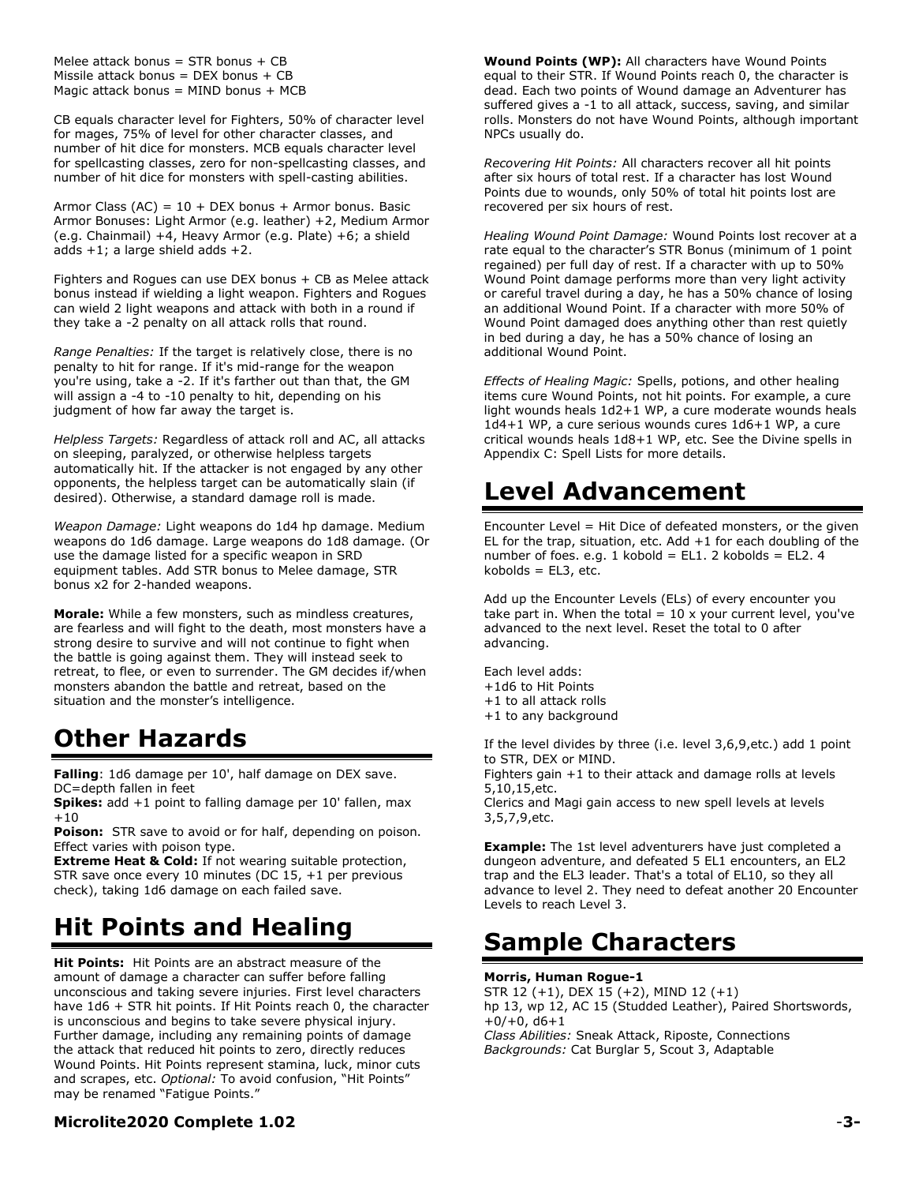Melee attack bonus = STR bonus + CB
Missile attack bonus = DEX bonus + CB
Magic attack bonus = MIND bonus + MCB

CB equals character level for Fighters, 50% of character level for mages, 75% of level for other character classes, and number of hit dice for monsters. MCB equals character level for spellcasting classes, zero for non-spellcasting classes, and number of hit dice for monsters with spell-casting abilities.

Armor Class (AC) = 10 + DEX bonus + Armor bonus. Basic Armor Bonuses: Light Armor (e.g. leather) +2, Medium Armor (e.g. Chainmail) +4, Heavy Armor (e.g. Plate) +6; a shield adds +1; a large shield adds +2.

Fighters and Rogues can use DEX bonus + CB as Melee attack bonus instead if wielding a light weapon. Fighters and Rogues can wield 2 light weapons and attack with both in a round if they take a -2 penalty on all attack rolls that round.

*Range Penalties:* If the target is relatively close, there is no penalty to hit for range. If it's mid-range for the weapon you're using, take a -2. If it's farther out than that, the GM will assign a -4 to -10 penalty to hit, depending on his judgment of how far away the target is.

*Helpless Targets:* Regardless of attack roll and AC, all attacks on sleeping, paralyzed, or otherwise helpless targets automatically hit. If the attacker is not engaged by any other opponents, the helpless target can be automatically slain (if desired). Otherwise, a standard damage roll is made.

*Weapon Damage:* Light weapons do 1d4 hp damage. Medium weapons do 1d6 damage. Large weapons do 1d8 damage. (Or use the damage listed for a specific weapon in SRD equipment tables. Add STR bonus to Melee damage, STR bonus x2 for 2-handed weapons.

**Morale:** While a few monsters, such as mindless creatures, are fearless and will fight to the death, most monsters have a strong desire to survive and will not continue to fight when the battle is going against them. They will instead seek to retreat, to flee, or even to surrender. The GM decides if/when monsters abandon the battle and retreat, based on the situation and the monster's intelligence.

# Other Hazards

**Falling**: 1d6 damage per 10', half damage on DEX save. DC=depth fallen in feet
**Spikes:** add +1 point to falling damage per 10' fallen, max +10
**Poison:** STR save to avoid or for half, depending on poison. Effect varies with poison type.
**Extreme Heat & Cold:** If not wearing suitable protection, STR save once every 10 minutes (DC 15, +1 per previous check), taking 1d6 damage on each failed save.

# Hit Points and Healing

**Hit Points:** Hit Points are an abstract measure of the amount of damage a character can suffer before falling unconscious and taking severe injuries. First level characters have 1d6 + STR hit points. If Hit Points reach 0, the character is unconscious and begins to take severe physical injury. Further damage, including any remaining points of damage the attack that reduced hit points to zero, directly reduces Wound Points. Hit Points represent stamina, luck, minor cuts and scrapes, etc. *Optional:* To avoid confusion, "Hit Points" may be renamed "Fatigue Points."

**Wound Points (WP):** All characters have Wound Points equal to their STR. If Wound Points reach 0, the character is dead. Each two points of Wound damage an Adventurer has suffered gives a -1 to all attack, success, saving, and similar rolls. Monsters do not have Wound Points, although important NPCs usually do.

*Recovering Hit Points:* All characters recover all hit points after six hours of total rest. If a character has lost Wound Points due to wounds, only 50% of total hit points lost are recovered per six hours of rest.

*Healing Wound Point Damage:* Wound Points lost recover at a rate equal to the character's STR Bonus (minimum of 1 point regained) per full day of rest. If a character with up to 50% Wound Point damage performs more than very light activity or careful travel during a day, he has a 50% chance of losing an additional Wound Point. If a character with more 50% of Wound Point damaged does anything other than rest quietly in bed during a day, he has a 50% chance of losing an additional Wound Point.

*Effects of Healing Magic:* Spells, potions, and other healing items cure Wound Points, not hit points. For example, a cure light wounds heals 1d2+1 WP, a cure moderate wounds heals 1d4+1 WP, a cure serious wounds cures 1d6+1 WP, a cure critical wounds heals 1d8+1 WP, etc. See the Divine spells in Appendix C: Spell Lists for more details.

# Level Advancement

Encounter Level = Hit Dice of defeated monsters, or the given EL for the trap, situation, etc. Add +1 for each doubling of the number of foes. e.g. 1 kobold = EL1. 2 kobolds = EL2. 4 kobolds = EL3, etc.

Add up the Encounter Levels (ELs) of every encounter you take part in. When the total = 10 x your current level, you've advanced to the next level. Reset the total to 0 after advancing.

Each level adds:
+1d6 to Hit Points
+1 to all attack rolls
+1 to any background

If the level divides by three (i.e. level 3,6,9,etc.) add 1 point to STR, DEX or MIND.
Fighters gain +1 to their attack and damage rolls at levels 5,10,15,etc.
Clerics and Magi gain access to new spell levels at levels 3,5,7,9,etc.

**Example:** The 1st level adventurers have just completed a dungeon adventure, and defeated 5 EL1 encounters, an EL2 trap and the EL3 leader. That's a total of EL10, so they all advance to level 2. They need to defeat another 20 Encounter Levels to reach Level 3.

# Sample Characters

**Morris, Human Rogue-1**
STR 12 (+1), DEX 15 (+2), MIND 12 (+1)
hp 13, wp 12, AC 15 (Studded Leather), Paired Shortswords, +0/+0, d6+1
*Class Abilities:* Sneak Attack, Riposte, Connections
*Backgrounds:* Cat Burglar 5, Scout 3, Adaptable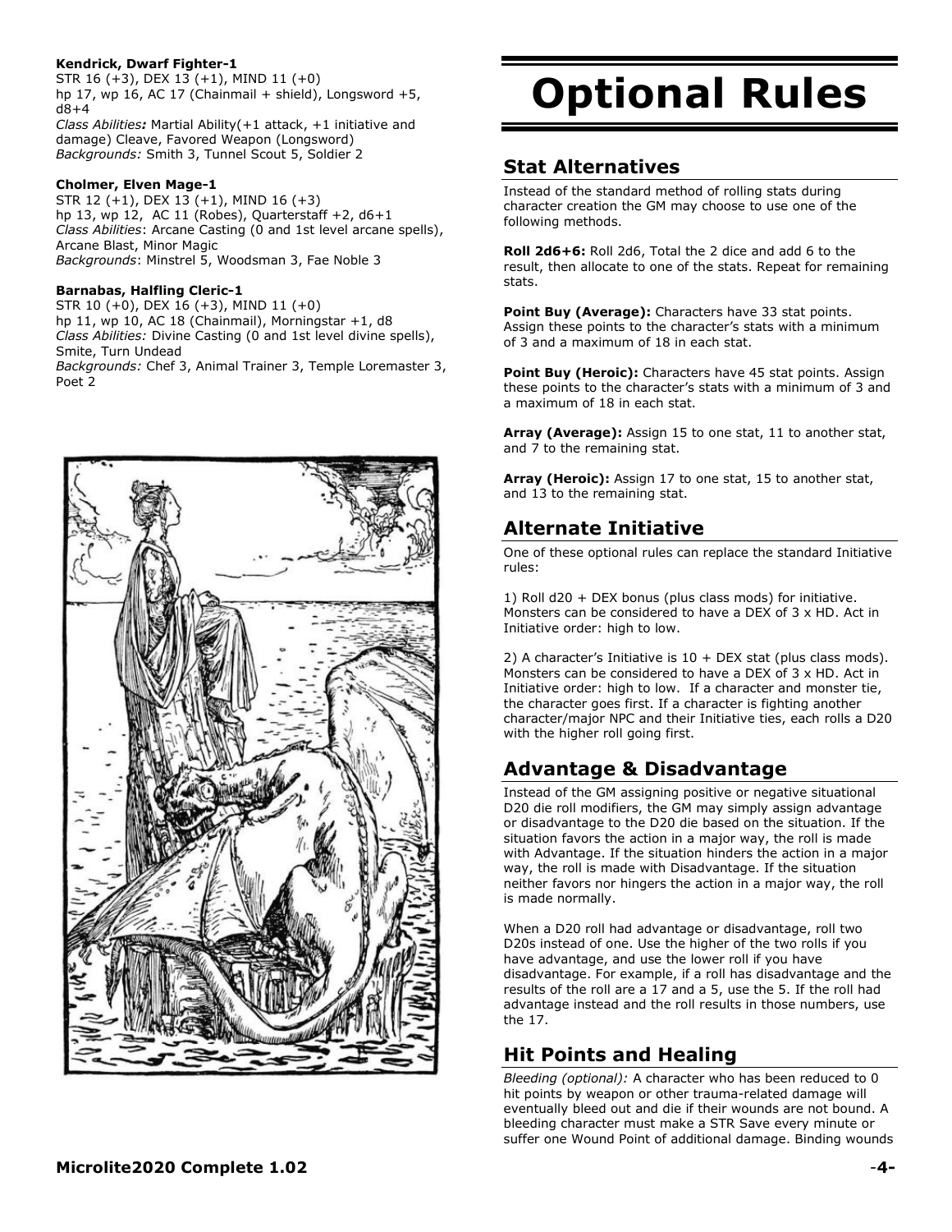**Kendrick, Dwarf Fighter-1**
STR 16 (+3), DEX 13 (+1), MIND 11 (+0)
hp 17, wp 16, AC 17 (Chainmail + shield), Longsword +5, d8+4
*Class Abilities:* Martial Ability(+1 attack, +1 initiative and damage) Cleave, Favored Weapon (Longsword)
*Backgrounds:* Smith 3, Tunnel Scout 5, Soldier 2

**Cholmer, Elven Mage-1**
STR 12 (+1), DEX 13 (+1), MIND 16 (+3)
hp 13, wp 12, AC 11 (Robes), Quarterstaff +2, d6+1
*Class Abilities*: Arcane Casting (0 and 1st level arcane spells), Arcane Blast, Minor Magic
*Backgrounds*: Minstrel 5, Woodsman 3, Fae Noble 3

**Barnabas, Halfling Cleric-1**
STR 10 (+0), DEX 16 (+3), MIND 11 (+0)
hp 11, wp 10, AC 18 (Chainmail), Morningstar +1, d8
*Class Abilities:* Divine Casting (0 and 1st level divine spells), Smite, Turn Undead
*Backgrounds:* Chef 3, Animal Trainer 3, Temple Loremaster 3, Poet 2

# Optional Rules

## Stat Alternatives

Instead of the standard method of rolling stats during character creation the GM may choose to use one of the following methods.

**Roll 2d6+6:** Roll 2d6, Total the 2 dice and add 6 to the result, then allocate to one of the stats. Repeat for remaining stats.

**Point Buy (Average):** Characters have 33 stat points. Assign these points to the character's stats with a minimum of 3 and a maximum of 18 in each stat.

**Point Buy (Heroic):** Characters have 45 stat points. Assign these points to the character's stats with a minimum of 3 and a maximum of 18 in each stat.

**Array (Average):** Assign 15 to one stat, 11 to another stat, and 7 to the remaining stat.

**Array (Heroic):** Assign 17 to one stat, 15 to another stat, and 13 to the remaining stat.

## Alternate Initiative

One of these optional rules can replace the standard Initiative rules:

1) Roll d20 + DEX bonus (plus class mods) for initiative. Monsters can be considered to have a DEX of 3 x HD. Act in Initiative order: high to low.

2) A character's Initiative is 10 + DEX stat (plus class mods). Monsters can be considered to have a DEX of 3 x HD. Act in Initiative order: high to low. If a character and monster tie, the character goes first. If a character is fighting another character/major NPC and their Initiative ties, each rolls a D20 with the higher roll going first.

## Advantage & Disadvantage

Instead of the GM assigning positive or negative situational D20 die roll modifiers, the GM may simply assign advantage or disadvantage to the D20 die based on the situation. If the situation favors the action in a major way, the roll is made with Advantage. If the situation hinders the action in a major way, the roll is made with Disadvantage. If the situation neither favors nor hingers the action in a major way, the roll is made normally.

When a D20 roll had advantage or disadvantage, roll two D20s instead of one. Use the higher of the two rolls if you have advantage, and use the lower roll if you have disadvantage. For example, if a roll has disadvantage and the results of the roll are a 17 and a 5, use the 5. If the roll had advantage instead and the roll results in those numbers, use the 17.

## Hit Points and Healing

*Bleeding (optional):* A character who has been reduced to 0 hit points by weapon or other trauma-related damage will eventually bleed out and die if their wounds are not bound. A bleeding character must make a STR Save every minute or suffer one Wound Point of additional damage. Binding wounds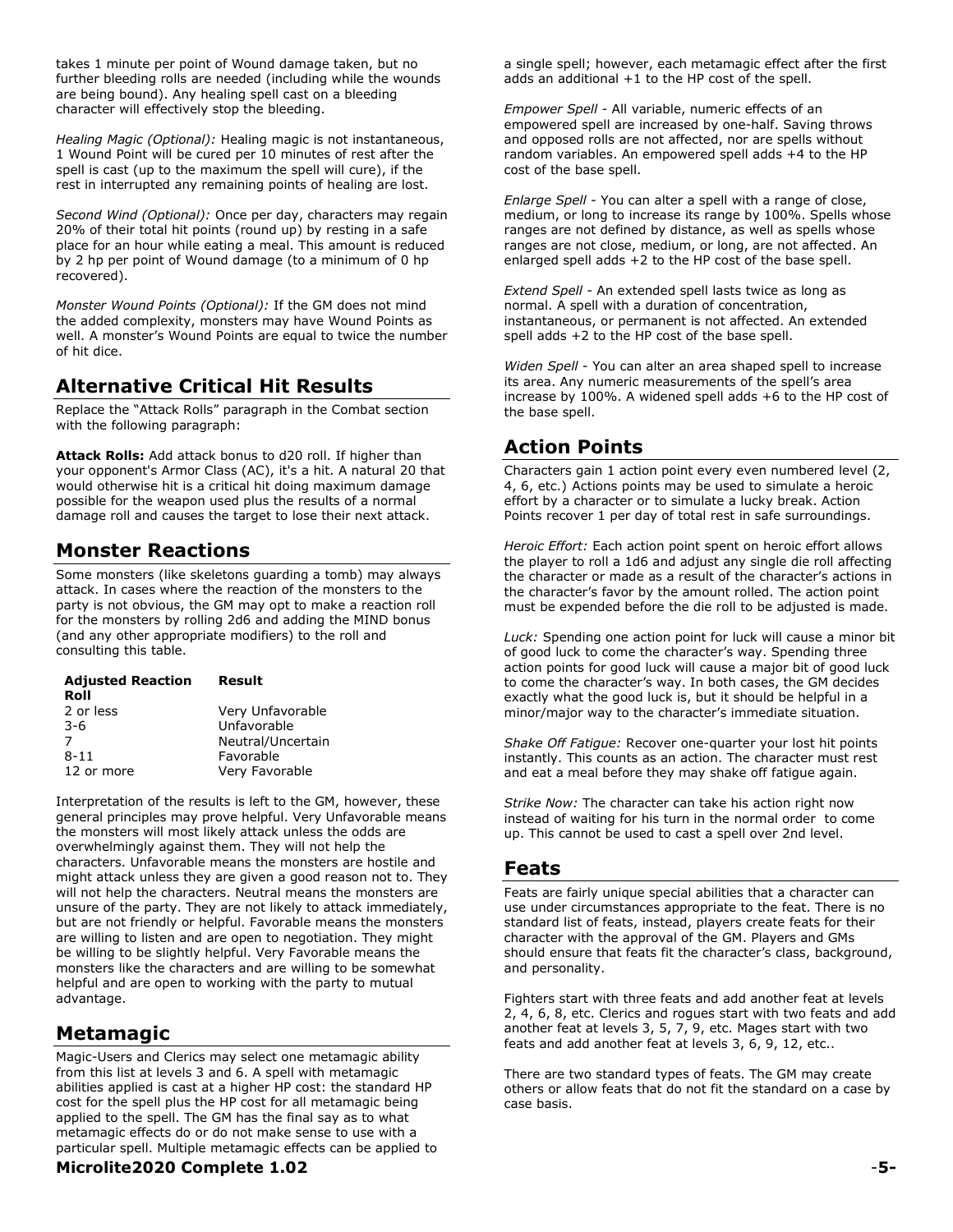takes 1 minute per point of Wound damage taken, but no further bleeding rolls are needed (including while the wounds are being bound). Any healing spell cast on a bleeding character will effectively stop the bleeding.

*Healing Magic (Optional):* Healing magic is not instantaneous, 1 Wound Point will be cured per 10 minutes of rest after the spell is cast (up to the maximum the spell will cure), if the rest in interrupted any remaining points of healing are lost.

*Second Wind (Optional):* Once per day, characters may regain 20% of their total hit points (round up) by resting in a safe place for an hour while eating a meal. This amount is reduced by 2 hp per point of Wound damage (to a minimum of 0 hp recovered).

*Monster Wound Points (Optional):* If the GM does not mind the added complexity, monsters may have Wound Points as well. A monster's Wound Points are equal to twice the number of hit dice.

## Alternative Critical Hit Results

Replace the "Attack Rolls" paragraph in the Combat section with the following paragraph:

**Attack Rolls:** Add attack bonus to d20 roll. If higher than your opponent's Armor Class (AC), it's a hit. A natural 20 that would otherwise hit is a critical hit doing maximum damage possible for the weapon used plus the results of a normal damage roll and causes the target to lose their next attack.

## Monster Reactions

Some monsters (like skeletons guarding a tomb) may always attack. In cases where the reaction of the monsters to the party is not obvious, the GM may opt to make a reaction roll for the monsters by rolling 2d6 and adding the MIND bonus (and any other appropriate modifiers) to the roll and consulting this table.

| Adjusted Reaction Roll | Result |
|---|---|
| 2 or less | Very Unfavorable |
| 3-6 | Unfavorable |
| 7 | Neutral/Uncertain |
| 8-11 | Favorable |
| 12 or more | Very Favorable |

Interpretation of the results is left to the GM, however, these general principles may prove helpful. Very Unfavorable means the monsters will most likely attack unless the odds are overwhelmingly against them. They will not help the characters. Unfavorable means the monsters are hostile and might attack unless they are given a good reason not to. They will not help the characters. Neutral means the monsters are unsure of the party. They are not likely to attack immediately, but are not friendly or helpful. Favorable means the monsters are willing to listen and are open to negotiation. They might be willing to be slightly helpful. Very Favorable means the monsters like the characters and are willing to be somewhat helpful and are open to working with the party to mutual advantage.

## Metamagic

Magic-Users and Clerics may select one metamagic ability from this list at levels 3 and 6. A spell with metamagic abilities applied is cast at a higher HP cost: the standard HP cost for the spell plus the HP cost for all metamagic being applied to the spell. The GM has the final say as to what metamagic effects do or do not make sense to use with a particular spell. Multiple metamagic effects can be applied to a single spell; however, each metamagic effect after the first adds an additional +1 to the HP cost of the spell.

*Empower Spell* - All variable, numeric effects of an empowered spell are increased by one-half. Saving throws and opposed rolls are not affected, nor are spells without random variables. An empowered spell adds +4 to the HP cost of the base spell.

*Enlarge Spell* - You can alter a spell with a range of close, medium, or long to increase its range by 100%. Spells whose ranges are not defined by distance, as well as spells whose ranges are not close, medium, or long, are not affected. An enlarged spell adds +2 to the HP cost of the base spell.

*Extend Spell* - An extended spell lasts twice as long as normal. A spell with a duration of concentration, instantaneous, or permanent is not affected. An extended spell adds +2 to the HP cost of the base spell.

*Widen Spell* - You can alter an area shaped spell to increase its area. Any numeric measurements of the spell's area increase by 100%. A widened spell adds +6 to the HP cost of the base spell.

## Action Points

Characters gain 1 action point every even numbered level (2, 4, 6, etc.) Actions points may be used to simulate a heroic effort by a character or to simulate a lucky break. Action Points recover 1 per day of total rest in safe surroundings.

*Heroic Effort:* Each action point spent on heroic effort allows the player to roll a 1d6 and adjust any single die roll affecting the character or made as a result of the character's actions in the character's favor by the amount rolled. The action point must be expended before the die roll to be adjusted is made.

*Luck:* Spending one action point for luck will cause a minor bit of good luck to come the character's way. Spending three action points for good luck will cause a major bit of good luck to come the character's way. In both cases, the GM decides exactly what the good luck is, but it should be helpful in a minor/major way to the character's immediate situation.

*Shake Off Fatigue:* Recover one-quarter your lost hit points instantly. This counts as an action. The character must rest and eat a meal before they may shake off fatigue again.

*Strike Now:* The character can take his action right now instead of waiting for his turn in the normal order to come up. This cannot be used to cast a spell over 2nd level.

## Feats

Feats are fairly unique special abilities that a character can use under circumstances appropriate to the feat. There is no standard list of feats, instead, players create feats for their character with the approval of the GM. Players and GMs should ensure that feats fit the character's class, background, and personality.

Fighters start with three feats and add another feat at levels 2, 4, 6, 8, etc. Clerics and rogues start with two feats and add another feat at levels 3, 5, 7, 9, etc. Mages start with two feats and add another feat at levels 3, 6, 9, 12, etc..

There are two standard types of feats. The GM may create others or allow feats that do not fit the standard on a case by case basis.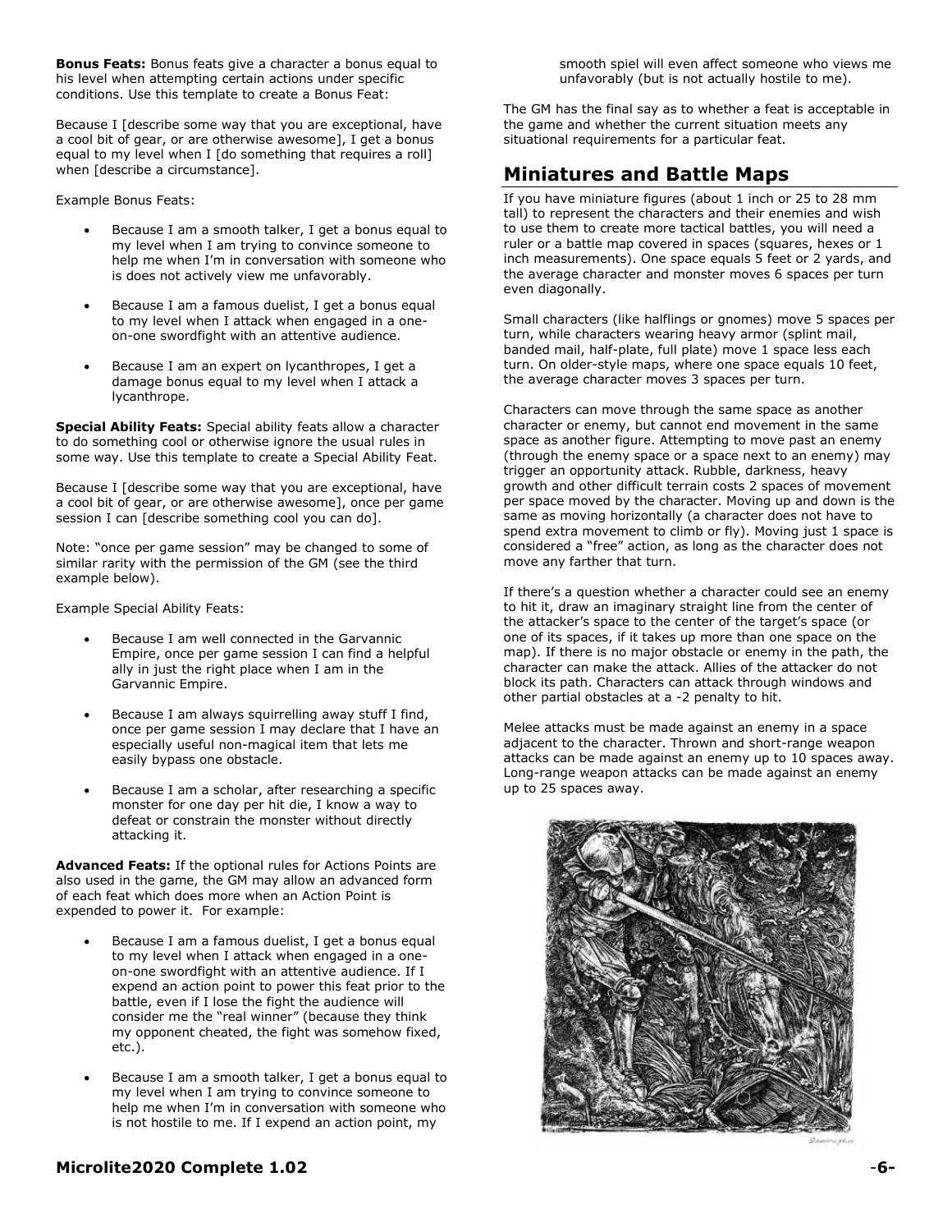**Bonus Feats:** Bonus feats give a character a bonus equal to his level when attempting certain actions under specific conditions. Use this template to create a Bonus Feat:

Because I [describe some way that you are exceptional, have a cool bit of gear, or are otherwise awesome], I get a bonus equal to my level when I [do something that requires a roll] when [describe a circumstance].

Example Bonus Feats:

- Because I am a smooth talker, I get a bonus equal to my level when I am trying to convince someone to help me when I'm in conversation with someone who is does not actively view me unfavorably.
- Because I am a famous duelist, I get a bonus equal to my level when I attack when engaged in a one-on-one swordfight with an attentive audience.
- Because I am an expert on lycanthropes, I get a damage bonus equal to my level when I attack a lycanthrope.

**Special Ability Feats:** Special ability feats allow a character to do something cool or otherwise ignore the usual rules in some way. Use this template to create a Special Ability Feat.

Because I [describe some way that you are exceptional, have a cool bit of gear, or are otherwise awesome], once per game session I can [describe something cool you can do].

Note: "once per game session" may be changed to some of similar rarity with the permission of the GM (see the third example below).

Example Special Ability Feats:

- Because I am well connected in the Garvannic Empire, once per game session I can find a helpful ally in just the right place when I am in the Garvannic Empire.
- Because I am always squirrelling away stuff I find, once per game session I may declare that I have an especially useful non-magical item that lets me easily bypass one obstacle.
- Because I am a scholar, after researching a specific monster for one day per hit die, I know a way to defeat or constrain the monster without directly attacking it.

**Advanced Feats:** If the optional rules for Actions Points are also used in the game, the GM may allow an advanced form of each feat which does more when an Action Point is expended to power it. For example:

- Because I am a famous duelist, I get a bonus equal to my level when I attack when engaged in a one-on-one swordfight with an attentive audience. If I expend an action point to power this feat prior to the battle, even if I lose the fight the audience will consider me the "real winner" (because they think my opponent cheated, the fight was somehow fixed, etc.).
- Because I am a smooth talker, I get a bonus equal to my level when I am trying to convince someone to help me when I'm in conversation with someone who is not hostile to me. If I expend an action point, my smooth spiel will even affect someone who views me unfavorably (but is not actually hostile to me).

The GM has the final say as to whether a feat is acceptable in the game and whether the current situation meets any situational requirements for a particular feat.

## Miniatures and Battle Maps

If you have miniature figures (about 1 inch or 25 to 28 mm tall) to represent the characters and their enemies and wish to use them to create more tactical battles, you will need a ruler or a battle map covered in spaces (squares, hexes or 1 inch measurements). One space equals 5 feet or 2 yards, and the average character and monster moves 6 spaces per turn even diagonally.

Small characters (like halflings or gnomes) move 5 spaces per turn, while characters wearing heavy armor (splint mail, banded mail, half-plate, full plate) move 1 space less each turn. On older-style maps, where one space equals 10 feet, the average character moves 3 spaces per turn.

Characters can move through the same space as another character or enemy, but cannot end movement in the same space as another figure. Attempting to move past an enemy (through the enemy space or a space next to an enemy) may trigger an opportunity attack. Rubble, darkness, heavy growth and other difficult terrain costs 2 spaces of movement per space moved by the character. Moving up and down is the same as moving horizontally (a character does not have to spend extra movement to climb or fly). Moving just 1 space is considered a "free" action, as long as the character does not move any farther that turn.

If there's a question whether a character could see an enemy to hit it, draw an imaginary straight line from the center of the attacker's space to the center of the target's space (or one of its spaces, if it takes up more than one space on the map). If there is no major obstacle or enemy in the path, the character can make the attack. Allies of the attacker do not block its path. Characters can attack through windows and other partial obstacles at a -2 penalty to hit.

Melee attacks must be made against an enemy in a space adjacent to the character. Thrown and short-range weapon attacks can be made against an enemy up to 10 spaces away. Long-range weapon attacks can be made against an enemy up to 25 spaces away.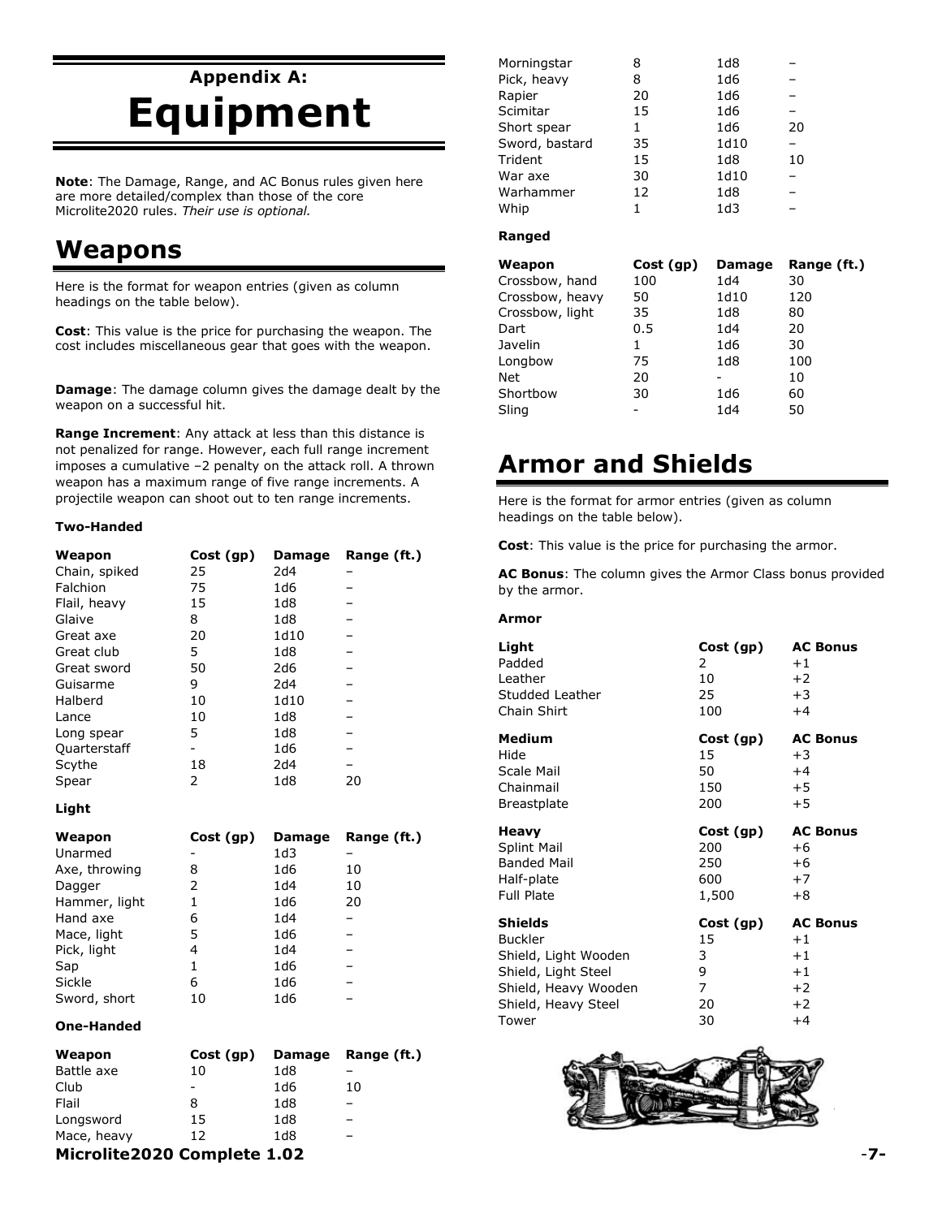## Appendix A:

# Equipment

**Note**: The Damage, Range, and AC Bonus rules given here are more detailed/complex than those of the core Microlite2020 rules. *Their use is optional.*

## Weapons

Here is the format for weapon entries (given as column headings on the table below).

**Cost**: This value is the price for purchasing the weapon. The cost includes miscellaneous gear that goes with the weapon.

**Damage**: The damage column gives the damage dealt by the weapon on a successful hit.

**Range Increment**: Any attack at less than this distance is not penalized for range. However, each full range increment imposes a cumulative –2 penalty on the attack roll. A thrown weapon has a maximum range of five range increments. A projectile weapon can shoot out to ten range increments.

**Two-Handed**

| Weapon | Cost (gp) | Damage | Range (ft.) |
|---|---|---|---|
| Chain, spiked | 25 | 2d4 | – |
| Falchion | 75 | 1d6 | – |
| Flail, heavy | 15 | 1d8 | – |
| Glaive | 8 | 1d8 | – |
| Great axe | 20 | 1d10 | – |
| Great club | 5 | 1d8 | – |
| Great sword | 50 | 2d6 | – |
| Guisarme | 9 | 2d4 | – |
| Halberd | 10 | 1d10 | – |
| Lance | 10 | 1d8 | – |
| Long spear | 5 | 1d8 | – |
| Quarterstaff | - | 1d6 | – |
| Scythe | 18 | 2d4 | – |
| Spear | 2 | 1d8 | 20 |

**Light**

| Weapon | Cost (gp) | Damage | Range (ft.) |
|---|---|---|---|
| Unarmed | - | 1d3 | – |
| Axe, throwing | 8 | 1d6 | 10 |
| Dagger | 2 | 1d4 | 10 |
| Hammer, light | 1 | 1d6 | 20 |
| Hand axe | 6 | 1d4 | – |
| Mace, light | 5 | 1d6 | – |
| Pick, light | 4 | 1d4 | – |
| Sap | 1 | 1d6 | – |
| Sickle | 6 | 1d6 | – |
| Sword, short | 10 | 1d6 | – |

**One-Handed**

| Weapon | Cost (gp) | Damage | Range (ft.) |
|---|---|---|---|
| Battle axe | 10 | 1d8 | – |
| Club | - | 1d6 | 10 |
| Flail | 8 | 1d8 | – |
| Longsword | 15 | 1d8 | – |
| Mace, heavy | 12 | 1d8 | – |
| Morningstar | 8 | 1d8 | – |
| Pick, heavy | 8 | 1d6 | – |
| Rapier | 20 | 1d6 | – |
| Scimitar | 15 | 1d6 | – |
| Short spear | 1 | 1d6 | 20 |
| Sword, bastard | 35 | 1d10 | – |
| Trident | 15 | 1d8 | 10 |
| War axe | 30 | 1d10 | – |
| Warhammer | 12 | 1d8 | – |
| Whip | 1 | 1d3 | – |

**Ranged**

| Weapon | Cost (gp) | Damage | Range (ft.) |
|---|---|---|---|
| Crossbow, hand | 100 | 1d4 | 30 |
| Crossbow, heavy | 50 | 1d10 | 120 |
| Crossbow, light | 35 | 1d8 | 80 |
| Dart | 0.5 | 1d4 | 20 |
| Javelin | 1 | 1d6 | 30 |
| Longbow | 75 | 1d8 | 100 |
| Net | 20 | - | 10 |
| Shortbow | 30 | 1d6 | 60 |
| Sling | - | 1d4 | 50 |

## Armor and Shields

Here is the format for armor entries (given as column headings on the table below).

**Cost**: This value is the price for purchasing the armor.

**AC Bonus**: The column gives the Armor Class bonus provided by the armor.

**Armor**

| Light | Cost (gp) | AC Bonus |
|---|---|---|
| Padded | 2 | +1 |
| Leather | 10 | +2 |
| Studded Leather | 25 | +3 |
| Chain Shirt | 100 | +4 |
| **Medium** | **Cost (gp)** | **AC Bonus** |
| Hide | 15 | +3 |
| Scale Mail | 50 | +4 |
| Chainmail | 150 | +5 |
| Breastplate | 200 | +5 |
| **Heavy** | **Cost (gp)** | **AC Bonus** |
| Splint Mail | 200 | +6 |
| Banded Mail | 250 | +6 |
| Half-plate | 600 | +7 |
| Full Plate | 1,500 | +8 |
| **Shields** | **Cost (gp)** | **AC Bonus** |
| Buckler | 15 | +1 |
| Shield, Light Wooden | 3 | +1 |
| Shield, Light Steel | 9 | +1 |
| Shield, Heavy Wooden | 7 | +2 |
| Shield, Heavy Steel | 20 | +2 |
| Tower | 30 | +4 |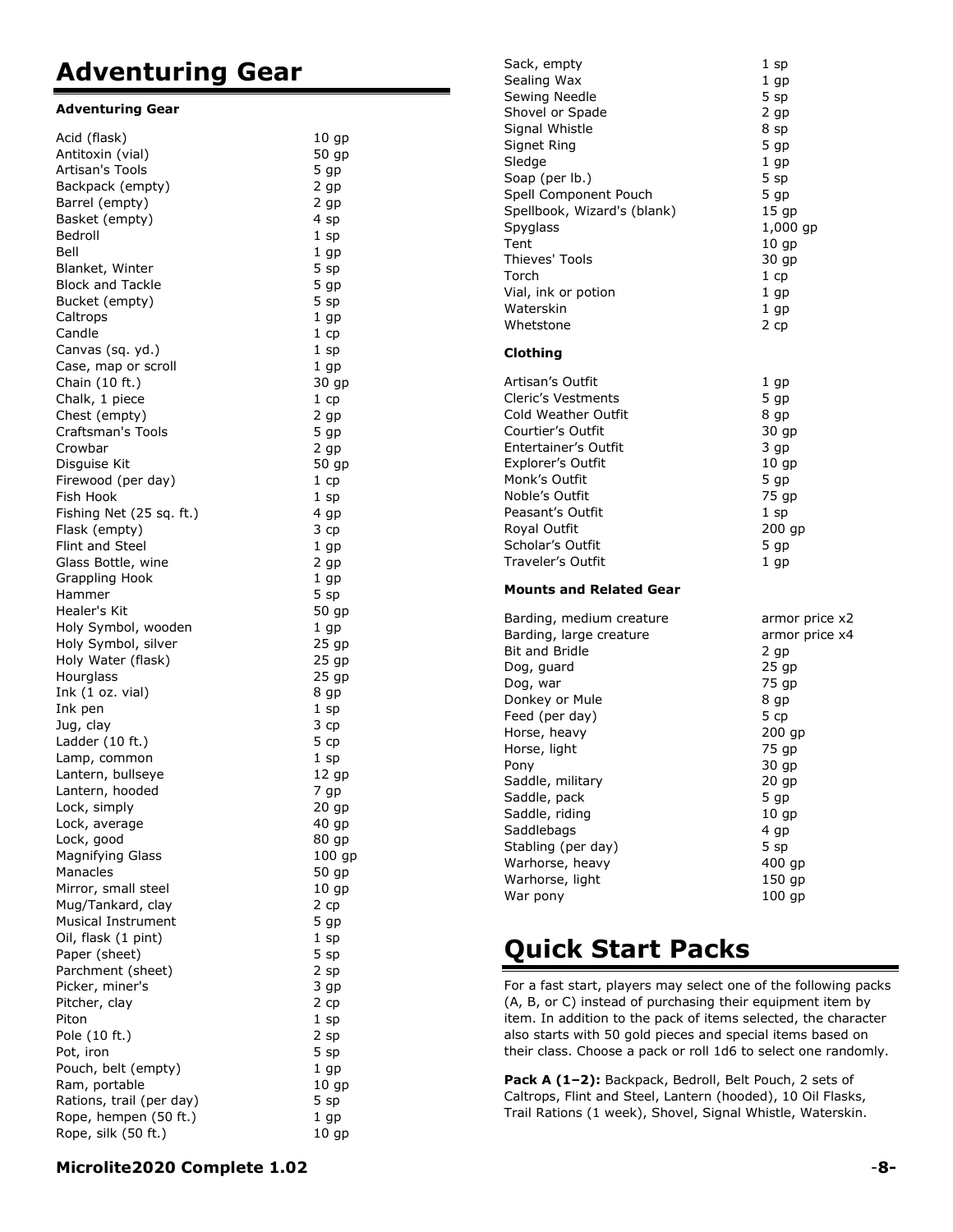# Adventuring Gear

### Adventuring Gear

| | |
|---|---|
| Acid (flask) | 10 gp |
| Antitoxin (vial) | 50 gp |
| Artisan's Tools | 5 gp |
| Backpack (empty) | 2 gp |
| Barrel (empty) | 2 gp |
| Basket (empty) | 4 sp |
| Bedroll | 1 sp |
| Bell | 1 gp |
| Blanket, Winter | 5 sp |
| Block and Tackle | 5 gp |
| Bucket (empty) | 5 sp |
| Caltrops | 1 gp |
| Candle | 1 cp |
| Canvas (sq. yd.) | 1 sp |
| Case, map or scroll | 1 gp |
| Chain (10 ft.) | 30 gp |
| Chalk, 1 piece | 1 cp |
| Chest (empty) | 2 gp |
| Craftsman's Tools | 5 gp |
| Crowbar | 2 gp |
| Disguise Kit | 50 gp |
| Firewood (per day) | 1 cp |
| Fish Hook | 1 sp |
| Fishing Net (25 sq. ft.) | 4 gp |
| Flask (empty) | 3 cp |
| Flint and Steel | 1 gp |
| Glass Bottle, wine | 2 gp |
| Grappling Hook | 1 gp |
| Hammer | 5 sp |
| Healer's Kit | 50 gp |
| Holy Symbol, wooden | 1 gp |
| Holy Symbol, silver | 25 gp |
| Holy Water (flask) | 25 gp |
| Hourglass | 25 gp |
| Ink (1 oz. vial) | 8 gp |
| Ink pen | 1 sp |
| Jug, clay | 3 cp |
| Ladder (10 ft.) | 5 cp |
| Lamp, common | 1 sp |
| Lantern, bullseye | 12 gp |
| Lantern, hooded | 7 gp |
| Lock, simply | 20 gp |
| Lock, average | 40 gp |
| Lock, good | 80 gp |
| Magnifying Glass | 100 gp |
| Manacles | 50 gp |
| Mirror, small steel | 10 gp |
| Mug/Tankard, clay | 2 cp |
| Musical Instrument | 5 gp |
| Oil, flask (1 pint) | 1 sp |
| Paper (sheet) | 5 sp |
| Parchment (sheet) | 2 sp |
| Picker, miner's | 3 gp |
| Pitcher, clay | 2 cp |
| Piton | 1 sp |
| Pole (10 ft.) | 2 sp |
| Pot, iron | 5 sp |
| Pouch, belt (empty) | 1 gp |
| Ram, portable | 10 gp |
| Rations, trail (per day) | 5 sp |
| Rope, hempen (50 ft.) | 1 gp |
| Rope, silk (50 ft.) | 10 gp |
| Sack, empty | 1 sp |
| Sealing Wax | 1 gp |
| Sewing Needle | 5 sp |
| Shovel or Spade | 2 gp |
| Signal Whistle | 8 sp |
| Signet Ring | 5 gp |
| Sledge | 1 gp |
| Soap (per lb.) | 5 sp |
| Spell Component Pouch | 5 gp |
| Spellbook, Wizard's (blank) | 15 gp |
| Spyglass | 1,000 gp |
| Tent | 10 gp |
| Thieves' Tools | 30 gp |
| Torch | 1 cp |
| Vial, ink or potion | 1 gp |
| Waterskin | 1 gp |
| Whetstone | 2 cp |

### Clothing

| | |
|---|---|
| Artisan's Outfit | 1 gp |
| Cleric's Vestments | 5 gp |
| Cold Weather Outfit | 8 gp |
| Courtier's Outfit | 30 gp |
| Entertainer's Outfit | 3 gp |
| Explorer's Outfit | 10 gp |
| Monk's Outfit | 5 gp |
| Noble's Outfit | 75 gp |
| Peasant's Outfit | 1 sp |
| Royal Outfit | 200 gp |
| Scholar's Outfit | 5 gp |
| Traveler's Outfit | 1 gp |

### Mounts and Related Gear

| | |
|---|---|
| Barding, medium creature | armor price x2 |
| Barding, large creature | armor price x4 |
| Bit and Bridle | 2 gp |
| Dog, guard | 25 gp |
| Dog, war | 75 gp |
| Donkey or Mule | 8 gp |
| Feed (per day) | 5 cp |
| Horse, heavy | 200 gp |
| Horse, light | 75 gp |
| Pony | 30 gp |
| Saddle, military | 20 gp |
| Saddle, pack | 5 gp |
| Saddle, riding | 10 gp |
| Saddlebags | 4 gp |
| Stabling (per day) | 5 sp |
| Warhorse, heavy | 400 gp |
| Warhorse, light | 150 gp |
| War pony | 100 gp |

# Quick Start Packs

For a fast start, players may select one of the following packs (A, B, or C) instead of purchasing their equipment item by item. In addition to the pack of items selected, the character also starts with 50 gold pieces and special items based on their class. Choose a pack or roll 1d6 to select one randomly.

**Pack A (1–2):** Backpack, Bedroll, Belt Pouch, 2 sets of Caltrops, Flint and Steel, Lantern (hooded), 10 Oil Flasks, Trail Rations (1 week), Shovel, Signal Whistle, Waterskin.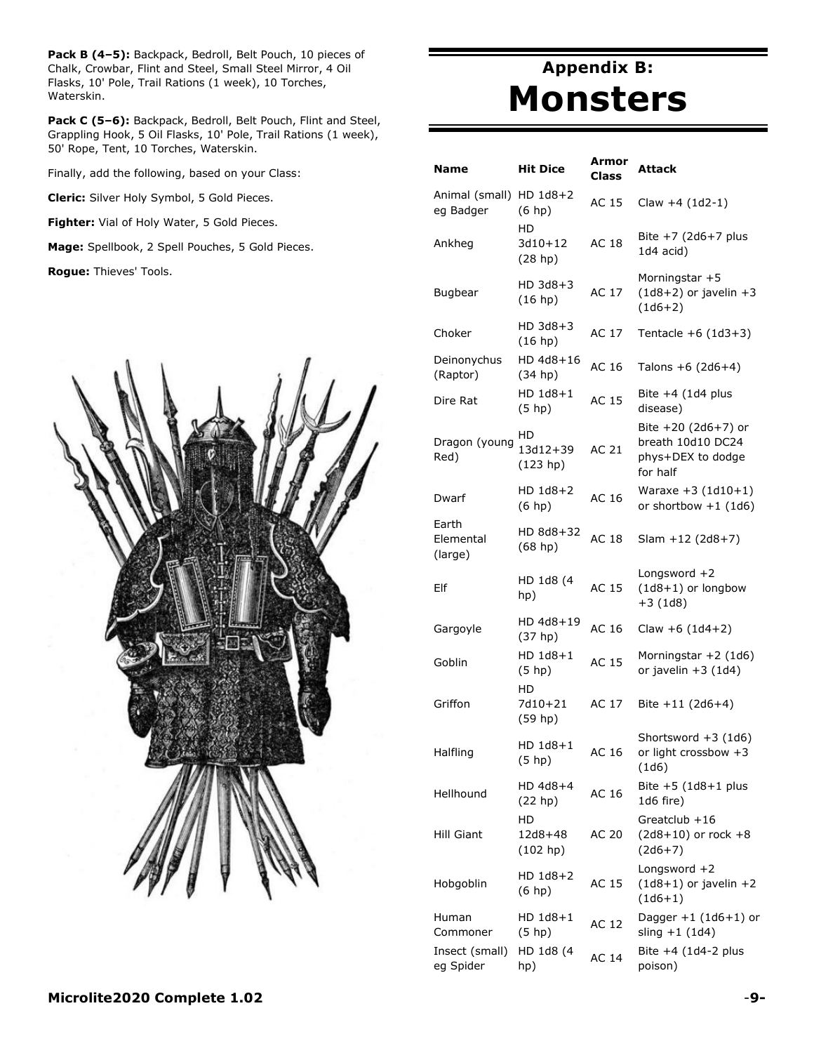**Pack B (4–5):** Backpack, Bedroll, Belt Pouch, 10 pieces of Chalk, Crowbar, Flint and Steel, Small Steel Mirror, 4 Oil Flasks, 10' Pole, Trail Rations (1 week), 10 Torches, Waterskin.

**Pack C (5–6):** Backpack, Bedroll, Belt Pouch, Flint and Steel, Grappling Hook, 5 Oil Flasks, 10' Pole, Trail Rations (1 week), 50' Rope, Tent, 10 Torches, Waterskin.

Finally, add the following, based on your Class:

**Cleric:** Silver Holy Symbol, 5 Gold Pieces.

**Fighter:** Vial of Holy Water, 5 Gold Pieces.

**Mage:** Spellbook, 2 Spell Pouches, 5 Gold Pieces.

**Rogue:** Thieves' Tools.

# Appendix B: Monsters

| Name | Hit Dice | Armor Class | Attack |
| --- | --- | --- | --- |
| Animal (small) eg Badger | HD 1d8+2 (6 hp) | AC 15 | Claw +4 (1d2-1) |
| Ankheg | HD 3d10+12 (28 hp) | AC 18 | Bite +7 (2d6+7 plus 1d4 acid) |
| Bugbear | HD 3d8+3 (16 hp) | AC 17 | Morningstar +5 (1d8+2) or javelin +3 (1d6+2) |
| Choker | HD 3d8+3 (16 hp) | AC 17 | Tentacle +6 (1d3+3) |
| Deinonychus (Raptor) | HD 4d8+16 (34 hp) | AC 16 | Talons +6 (2d6+4) |
| Dire Rat | HD 1d8+1 (5 hp) | AC 15 | Bite +4 (1d4 plus disease) |
| Dragon (young Red) | HD 13d12+39 (123 hp) | AC 21 | Bite +20 (2d6+7) or breath 10d10 DC24 phys+DEX to dodge for half |
| Dwarf | HD 1d8+2 (6 hp) | AC 16 | Waraxe +3 (1d10+1) or shortbow +1 (1d6) |
| Earth Elemental (large) | HD 8d8+32 (68 hp) | AC 18 | Slam +12 (2d8+7) |
| Elf | HD 1d8 (4 hp) | AC 15 | Longsword +2 (1d8+1) or longbow +3 (1d8) |
| Gargoyle | HD 4d8+19 (37 hp) | AC 16 | Claw +6 (1d4+2) |
| Goblin | HD 1d8+1 (5 hp) | AC 15 | Morningstar +2 (1d6) or javelin +3 (1d4) |
| Griffon | HD 7d10+21 (59 hp) | AC 17 | Bite +11 (2d6+4) |
| Halfling | HD 1d8+1 (5 hp) | AC 16 | Shortsword +3 (1d6) or light crossbow +3 (1d6) |
| Hellhound | HD 4d8+4 (22 hp) | AC 16 | Bite +5 (1d8+1 plus 1d6 fire) |
| Hill Giant | HD 12d8+48 (102 hp) | AC 20 | Greatclub +16 (2d8+10) or rock +8 (2d6+7) |
| Hobgoblin | HD 1d8+2 (6 hp) | AC 15 | Longsword +2 (1d8+1) or javelin +2 (1d6+1) |
| Human Commoner | HD 1d8+1 (5 hp) | AC 12 | Dagger +1 (1d6+1) or sling +1 (1d4) |
| Insect (small) eg Spider | HD 1d8 (4 hp) | AC 14 | Bite +4 (1d4-2 plus poison) |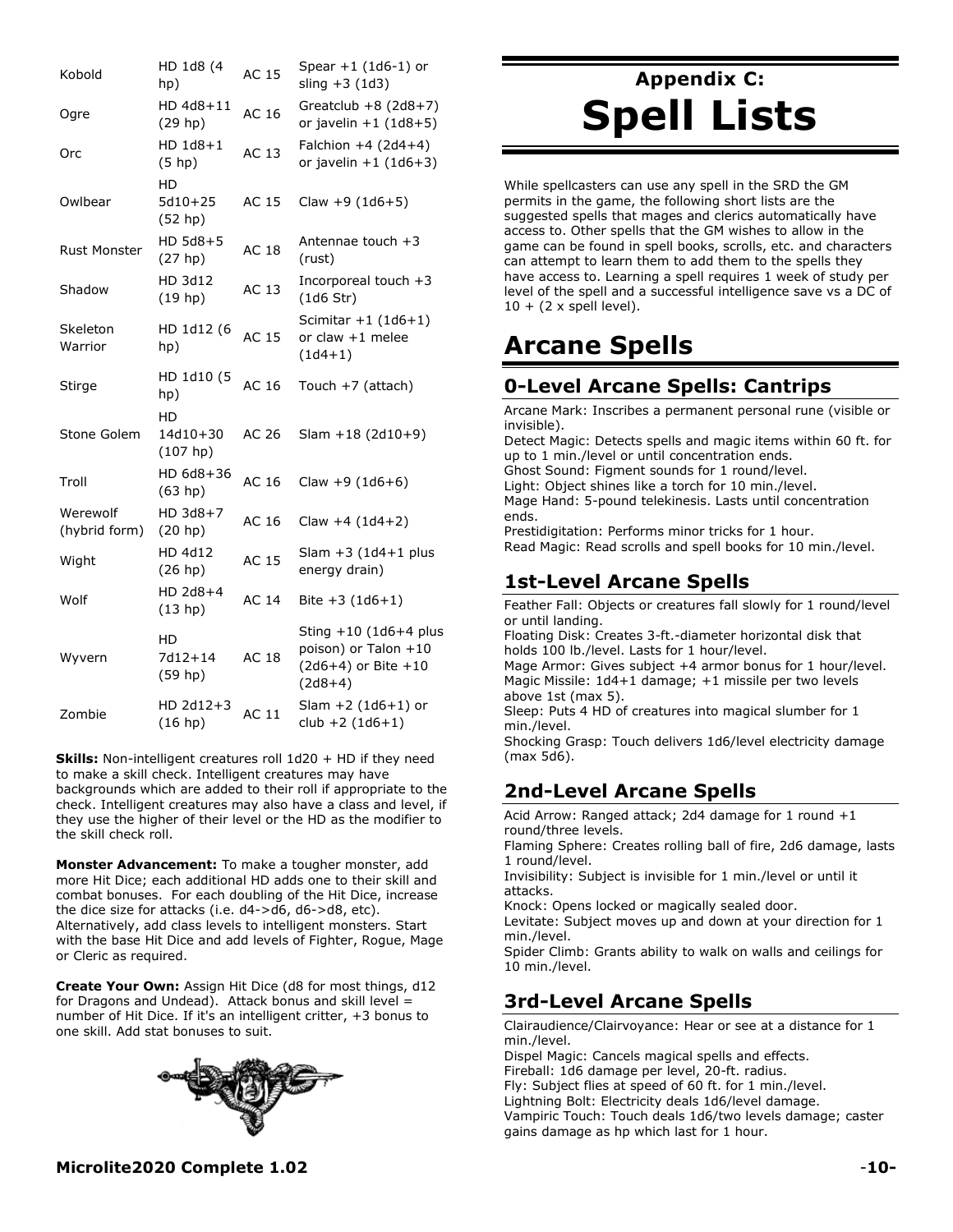| | | | |
|---|---|---|---|
| Kobold | HD 1d8 (4 hp) | AC 15 | Spear +1 (1d6-1) or sling +3 (1d3) |
| Ogre | HD 4d8+11 (29 hp) | AC 16 | Greatclub +8 (2d8+7) or javelin +1 (1d8+5) |
| Orc | HD 1d8+1 (5 hp) | AC 13 | Falchion +4 (2d4+4) or javelin +1 (1d6+3) |
| Owlbear | HD 5d10+25 (52 hp) | AC 15 | Claw +9 (1d6+5) |
| Rust Monster | HD 5d8+5 (27 hp) | AC 18 | Antennae touch +3 (rust) |
| Shadow | HD 3d12 (19 hp) | AC 13 | Incorporeal touch +3 (1d6 Str) |
| Skeleton Warrior | HD 1d12 (6 hp) | AC 15 | Scimitar +1 (1d6+1) or claw +1 melee (1d4+1) |
| Stirge | HD 1d10 (5 hp) | AC 16 | Touch +7 (attach) |
| Stone Golem | HD 14d10+30 (107 hp) | AC 26 | Slam +18 (2d10+9) |
| Troll | HD 6d8+36 (63 hp) | AC 16 | Claw +9 (1d6+6) |
| Werewolf (hybrid form) | HD 3d8+7 (20 hp) | AC 16 | Claw +4 (1d4+2) |
| Wight | HD 4d12 (26 hp) | AC 15 | Slam +3 (1d4+1 plus energy drain) |
| Wolf | HD 2d8+4 (13 hp) | AC 14 | Bite +3 (1d6+1) |
| Wyvern | HD 7d12+14 (59 hp) | AC 18 | Sting +10 (1d6+4 plus poison) or Talon +10 (2d6+4) or Bite +10 (2d8+4) |
| Zombie | HD 2d12+3 (16 hp) | AC 11 | Slam +2 (1d6+1) or club +2 (1d6+1) |

**Skills:** Non-intelligent creatures roll 1d20 + HD if they need to make a skill check. Intelligent creatures may have backgrounds which are added to their roll if appropriate to the check. Intelligent creatures may also have a class and level, if they use the higher of their level or the HD as the modifier to the skill check roll.

**Monster Advancement:** To make a tougher monster, add more Hit Dice; each additional HD adds one to their skill and combat bonuses. For each doubling of the Hit Dice, increase the dice size for attacks (i.e. d4->d6, d6->d8, etc). Alternatively, add class levels to intelligent monsters. Start with the base Hit Dice and add levels of Fighter, Rogue, Mage or Cleric as required.

**Create Your Own:** Assign Hit Dice (d8 for most things, d12 for Dragons and Undead). Attack bonus and skill level = number of Hit Dice. If it's an intelligent critter, +3 bonus to one skill. Add stat bonuses to suit.

# Appendix C: Spell Lists

While spellcasters can use any spell in the SRD the GM permits in the game, the following short lists are the suggested spells that mages and clerics automatically have access to. Other spells that the GM wishes to allow in the game can be found in spell books, scrolls, etc. and characters can attempt to learn them to add them to the spells they have access to. Learning a spell requires 1 week of study per level of the spell and a successful intelligence save vs a DC of 10 + (2 x spell level).

## Arcane Spells

### 0-Level Arcane Spells: Cantrips

Arcane Mark: Inscribes a permanent personal rune (visible or invisible).
Detect Magic: Detects spells and magic items within 60 ft. for up to 1 min./level or until concentration ends.
Ghost Sound: Figment sounds for 1 round/level.
Light: Object shines like a torch for 10 min./level.
Mage Hand: 5-pound telekinesis. Lasts until concentration ends.
Prestidigitation: Performs minor tricks for 1 hour.
Read Magic: Read scrolls and spell books for 10 min./level.

### 1st-Level Arcane Spells

Feather Fall: Objects or creatures fall slowly for 1 round/level or until landing.
Floating Disk: Creates 3-ft.-diameter horizontal disk that holds 100 lb./level. Lasts for 1 hour/level.
Mage Armor: Gives subject +4 armor bonus for 1 hour/level.
Magic Missile: 1d4+1 damage; +1 missile per two levels above 1st (max 5).
Sleep: Puts 4 HD of creatures into magical slumber for 1 min./level.
Shocking Grasp: Touch delivers 1d6/level electricity damage (max 5d6).

### 2nd-Level Arcane Spells

Acid Arrow: Ranged attack; 2d4 damage for 1 round +1 round/three levels.
Flaming Sphere: Creates rolling ball of fire, 2d6 damage, lasts 1 round/level.
Invisibility: Subject is invisible for 1 min./level or until it attacks.
Knock: Opens locked or magically sealed door.
Levitate: Subject moves up and down at your direction for 1 min./level.
Spider Climb: Grants ability to walk on walls and ceilings for 10 min./level.

### 3rd-Level Arcane Spells

Clairaudience/Clairvoyance: Hear or see at a distance for 1 min./level.
Dispel Magic: Cancels magical spells and effects.
Fireball: 1d6 damage per level, 20-ft. radius.
Fly: Subject flies at speed of 60 ft. for 1 min./level.
Lightning Bolt: Electricity deals 1d6/level damage.
Vampiric Touch: Touch deals 1d6/two levels damage; caster gains damage as hp which last for 1 hour.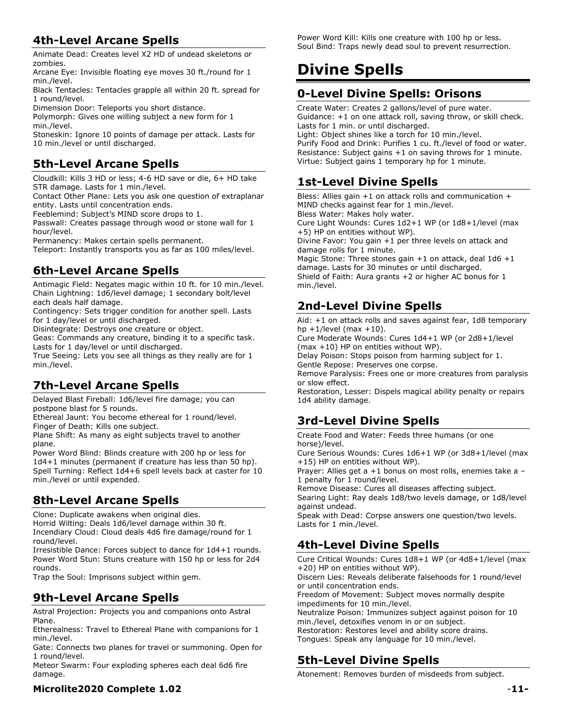## 4th-Level Arcane Spells

Animate Dead: Creates level X2 HD of undead skeletons or zombies.
Arcane Eye: Invisible floating eye moves 30 ft./round for 1 min./level.
Black Tentacles: Tentacles grapple all within 20 ft. spread for 1 round/level.
Dimension Door: Teleports you short distance.
Polymorph: Gives one willing subject a new form for 1 min./level.
Stoneskin: Ignore 10 points of damage per attack. Lasts for 10 min./level or until discharged.

## 5th-Level Arcane Spells

Cloudkill: Kills 3 HD or less; 4-6 HD save or die, 6+ HD take STR damage. Lasts for 1 min./level.
Contact Other Plane: Lets you ask one question of extraplanar entity. Lasts until concentration ends.
Feeblemind: Subject's MIND score drops to 1.
Passwall: Creates passage through wood or stone wall for 1 hour/level.
Permanency: Makes certain spells permanent.
Teleport: Instantly transports you as far as 100 miles/level.

## 6th-Level Arcane Spells

Antimagic Field: Negates magic within 10 ft. for 10 min./level.
Chain Lightning: 1d6/level damage; 1 secondary bolt/level each deals half damage.
Contingency: Sets trigger condition for another spell. Lasts for 1 day/level or until discharged.
Disintegrate: Destroys one creature or object.
Geas: Commands any creature, binding it to a specific task. Lasts for 1 day/level or until discharged.
True Seeing: Lets you see all things as they really are for 1 min./level.

## 7th-Level Arcane Spells

Delayed Blast Fireball: 1d6/level fire damage; you can postpone blast for 5 rounds.
Ethereal Jaunt: You become ethereal for 1 round/level.
Finger of Death: Kills one subject.
Plane Shift: As many as eight subjects travel to another plane.
Power Word Blind: Blinds creature with 200 hp or less for 1d4+1 minutes (permanent if creature has less than 50 hp).
Spell Turning: Reflect 1d4+6 spell levels back at caster for 10 min./level or until expended.

## 8th-Level Arcane Spells

Clone: Duplicate awakens when original dies.
Horrid Wilting: Deals 1d6/level damage within 30 ft.
Incendiary Cloud: Cloud deals 4d6 fire damage/round for 1 round/level.
Irresistible Dance: Forces subject to dance for 1d4+1 rounds.
Power Word Stun: Stuns creature with 150 hp or less for 2d4 rounds.
Trap the Soul: Imprisons subject within gem.

## 9th-Level Arcane Spells

Astral Projection: Projects you and companions onto Astral Plane.
Etherealness: Travel to Ethereal Plane with companions for 1 min./level.
Gate: Connects two planes for travel or summoning. Open for 1 round/level.
Meteor Swarm: Four exploding spheres each deal 6d6 fire damage.
Power Word Kill: Kills one creature with 100 hp or less.
Soul Bind: Traps newly dead soul to prevent resurrection.

# Divine Spells

## 0-Level Divine Spells: Orisons

Create Water: Creates 2 gallons/level of pure water.
Guidance: +1 on one attack roll, saving throw, or skill check. Lasts for 1 min. or until discharged.
Light: Object shines like a torch for 10 min./level.
Purify Food and Drink: Purifies 1 cu. ft./level of food or water.
Resistance: Subject gains +1 on saving throws for 1 minute.
Virtue: Subject gains 1 temporary hp for 1 minute.

## 1st-Level Divine Spells

Bless: Allies gain +1 on attack rolls and communication + MIND checks against fear for 1 min./level.
Bless Water: Makes holy water.
Cure Light Wounds: Cures 1d2+1 WP (or 1d8+1/level (max +5) HP on entities without WP).
Divine Favor: You gain +1 per three levels on attack and damage rolls for 1 minute.
Magic Stone: Three stones gain +1 on attack, deal 1d6 +1 damage. Lasts for 30 minutes or until discharged.
Shield of Faith: Aura grants +2 or higher AC bonus for 1 min./level.

## 2nd-Level Divine Spells

Aid: +1 on attack rolls and saves against fear, 1d8 temporary hp +1/level (max +10).
Cure Moderate Wounds: Cures 1d4+1 WP (or 2d8+1/level (max +10) HP on entities without WP).
Delay Poison: Stops poison from harming subject for 1.
Gentle Repose: Preserves one corpse.
Remove Paralysis: Frees one or more creatures from paralysis or slow effect.
Restoration, Lesser: Dispels magical ability penalty or repairs 1d4 ability damage.

## 3rd-Level Divine Spells

Create Food and Water: Feeds three humans (or one horse)/level.
Cure Serious Wounds: Cures 1d6+1 WP (or 3d8+1/level (max +15) HP on entities without WP).
Prayer: Allies get a +1 bonus on most rolls, enemies take a –1 penalty for 1 round/level.
Remove Disease: Cures all diseases affecting subject.
Searing Light: Ray deals 1d8/two levels damage, or 1d8/level against undead.
Speak with Dead: Corpse answers one question/two levels. Lasts for 1 min./level.

## 4th-Level Divine Spells

Cure Critical Wounds: Cures 1d8+1 WP (or 4d8+1/level (max +20) HP on entities without WP).
Discern Lies: Reveals deliberate falsehoods for 1 round/level or until concentration ends.
Freedom of Movement: Subject moves normally despite impediments for 10 min./level.
Neutralize Poison: Immunizes subject against poison for 10 min./level, detoxifies venom in or on subject.
Restoration: Restores level and ability score drains.
Tongues: Speak any language for 10 min./level.

## 5th-Level Divine Spells

Atonement: Removes burden of misdeeds from subject.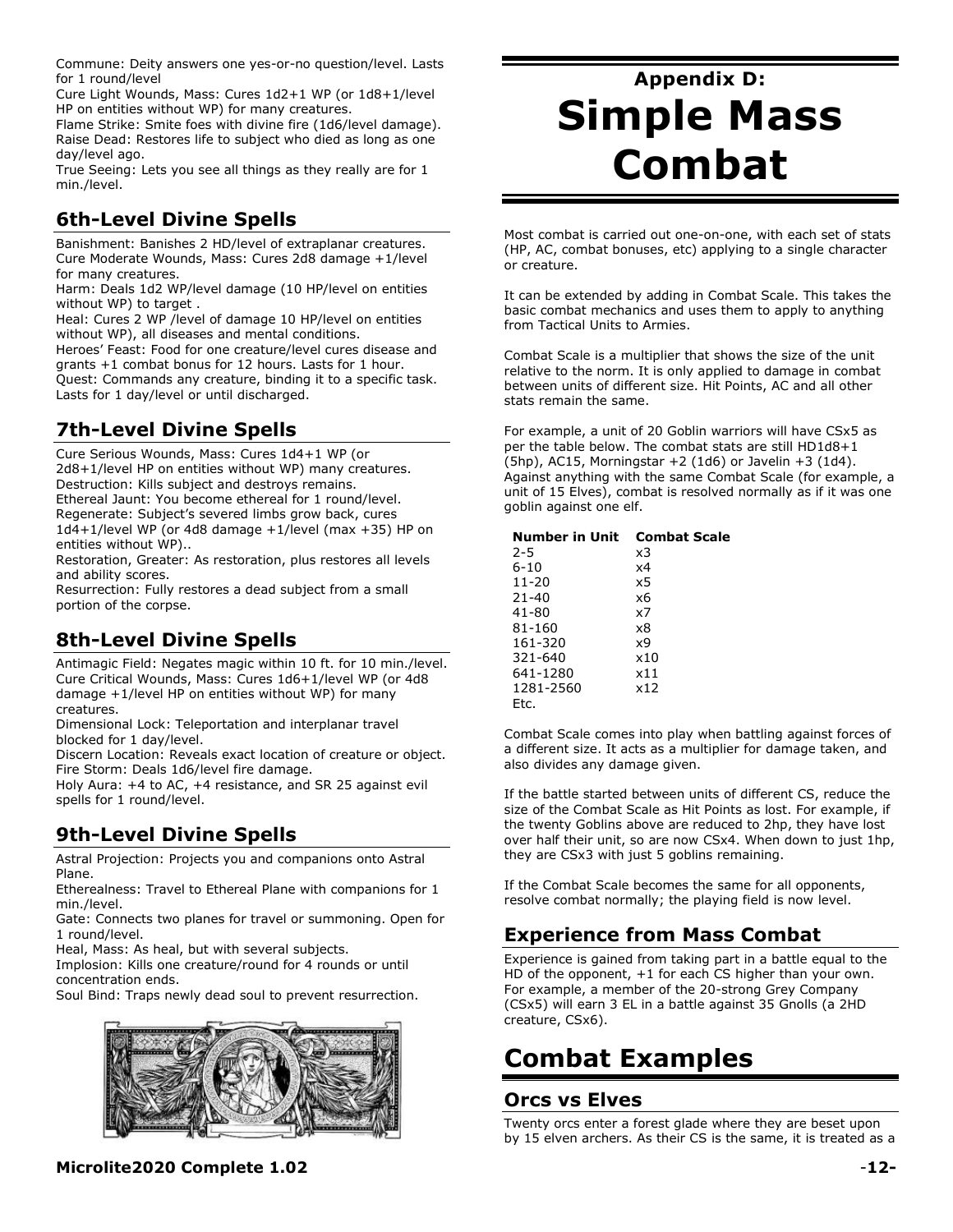Commune: Deity answers one yes-or-no question/level. Lasts for 1 round/level
Cure Light Wounds, Mass: Cures 1d2+1 WP (or 1d8+1/level HP on entities without WP) for many creatures.
Flame Strike: Smite foes with divine fire (1d6/level damage).
Raise Dead: Restores life to subject who died as long as one day/level ago.
True Seeing: Lets you see all things as they really are for 1 min./level.

## 6th-Level Divine Spells

Banishment: Banishes 2 HD/level of extraplanar creatures.
Cure Moderate Wounds, Mass: Cures 2d8 damage +1/level for many creatures.
Harm: Deals 1d2 WP/level damage (10 HP/level on entities without WP) to target .
Heal: Cures 2 WP /level of damage 10 HP/level on entities without WP), all diseases and mental conditions.
Heroes' Feast: Food for one creature/level cures disease and grants +1 combat bonus for 12 hours. Lasts for 1 hour.
Quest: Commands any creature, binding it to a specific task. Lasts for 1 day/level or until discharged.

## 7th-Level Divine Spells

Cure Serious Wounds, Mass: Cures 1d4+1 WP (or 2d8+1/level HP on entities without WP) many creatures.
Destruction: Kills subject and destroys remains.
Ethereal Jaunt: You become ethereal for 1 round/level.
Regenerate: Subject's severed limbs grow back, cures 1d4+1/level WP (or 4d8 damage +1/level (max +35) HP on entities without WP)..
Restoration, Greater: As restoration, plus restores all levels and ability scores.
Resurrection: Fully restores a dead subject from a small portion of the corpse.

## 8th-Level Divine Spells

Antimagic Field: Negates magic within 10 ft. for 10 min./level.
Cure Critical Wounds, Mass: Cures 1d6+1/level WP (or 4d8 damage +1/level HP on entities without WP) for many creatures.
Dimensional Lock: Teleportation and interplanar travel blocked for 1 day/level.
Discern Location: Reveals exact location of creature or object.
Fire Storm: Deals 1d6/level fire damage.
Holy Aura: +4 to AC, +4 resistance, and SR 25 against evil spells for 1 round/level.

## 9th-Level Divine Spells

Astral Projection: Projects you and companions onto Astral Plane.
Etherealness: Travel to Ethereal Plane with companions for 1 min./level.
Gate: Connects two planes for travel or summoning. Open for 1 round/level.
Heal, Mass: As heal, but with several subjects.
Implosion: Kills one creature/round for 4 rounds or until concentration ends.
Soul Bind: Traps newly dead soul to prevent resurrection.

# Appendix D: Simple Mass Combat

Most combat is carried out one-on-one, with each set of stats (HP, AC, combat bonuses, etc) applying to a single character or creature.

It can be extended by adding in Combat Scale. This takes the basic combat mechanics and uses them to apply to anything from Tactical Units to Armies.

Combat Scale is a multiplier that shows the size of the unit relative to the norm. It is only applied to damage in combat between units of different size. Hit Points, AC and all other stats remain the same.

For example, a unit of 20 Goblin warriors will have CSx5 as per the table below. The combat stats are still HD1d8+1 (5hp), AC15, Morningstar +2 (1d6) or Javelin +3 (1d4). Against anything with the same Combat Scale (for example, a unit of 15 Elves), combat is resolved normally as if it was one goblin against one elf.

| Number in Unit | Combat Scale |
|---|---|
| 2-5 | x3 |
| 6-10 | x4 |
| 11-20 | x5 |
| 21-40 | x6 |
| 41-80 | x7 |
| 81-160 | x8 |
| 161-320 | x9 |
| 321-640 | x10 |
| 641-1280 | x11 |
| 1281-2560 | x12 |
| Etc. | |

Combat Scale comes into play when battling against forces of a different size. It acts as a multiplier for damage taken, and also divides any damage given.

If the battle started between units of different CS, reduce the size of the Combat Scale as Hit Points as lost. For example, if the twenty Goblins above are reduced to 2hp, they have lost over half their unit, so are now CSx4. When down to just 1hp, they are CSx3 with just 5 goblins remaining.

If the Combat Scale becomes the same for all opponents, resolve combat normally; the playing field is now level.

## Experience from Mass Combat

Experience is gained from taking part in a battle equal to the HD of the opponent, +1 for each CS higher than your own. For example, a member of the 20-strong Grey Company (CSx5) will earn 3 EL in a battle against 35 Gnolls (a 2HD creature, CSx6).

# Combat Examples

## Orcs vs Elves

Twenty orcs enter a forest glade where they are beset upon by 15 elven archers. As their CS is the same, it is treated as a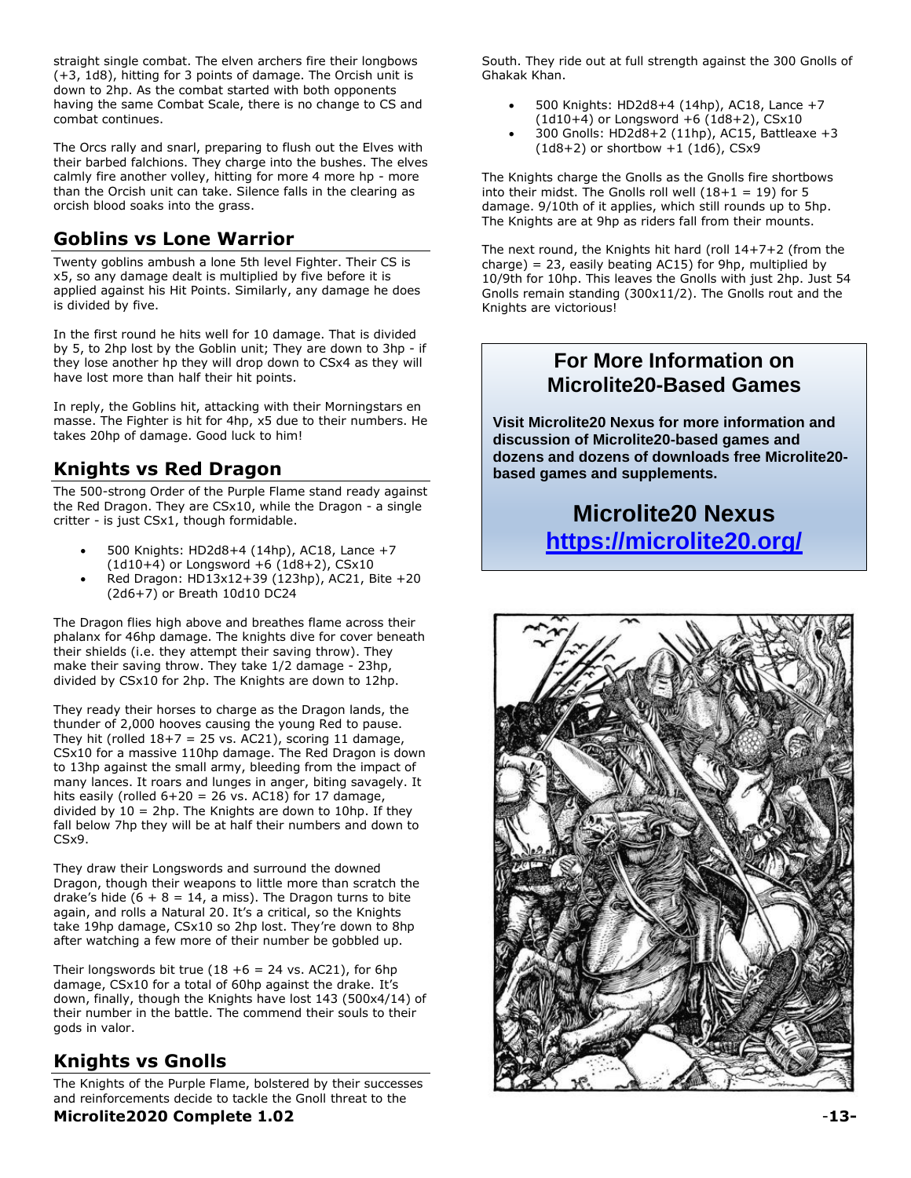straight single combat. The elven archers fire their longbows (+3, 1d8), hitting for 3 points of damage. The Orcish unit is down to 2hp. As the combat started with both opponents having the same Combat Scale, there is no change to CS and combat continues.

The Orcs rally and snarl, preparing to flush out the Elves with their barbed falchions. They charge into the bushes. The elves calmly fire another volley, hitting for more 4 more hp - more than the Orcish unit can take. Silence falls in the clearing as orcish blood soaks into the grass.

## Goblins vs Lone Warrior

Twenty goblins ambush a lone 5th level Fighter. Their CS is x5, so any damage dealt is multiplied by five before it is applied against his Hit Points. Similarly, any damage he does is divided by five.

In the first round he hits well for 10 damage. That is divided by 5, to 2hp lost by the Goblin unit; They are down to 3hp - if they lose another hp they will drop down to CSx4 as they will have lost more than half their hit points.

In reply, the Goblins hit, attacking with their Morningstars en masse. The Fighter is hit for 4hp, x5 due to their numbers. He takes 20hp of damage. Good luck to him!

## Knights vs Red Dragon

The 500-strong Order of the Purple Flame stand ready against the Red Dragon. They are CSx10, while the Dragon - a single critter - is just CSx1, though formidable.

- 500 Knights: HD2d8+4 (14hp), AC18, Lance +7 (1d10+4) or Longsword +6 (1d8+2), CSx10
- Red Dragon: HD13x12+39 (123hp), AC21, Bite +20 (2d6+7) or Breath 10d10 DC24

The Dragon flies high above and breathes flame across their phalanx for 46hp damage. The knights dive for cover beneath their shields (i.e. they attempt their saving throw). They make their saving throw. They take 1/2 damage - 23hp, divided by CSx10 for 2hp. The Knights are down to 12hp.

They ready their horses to charge as the Dragon lands, the thunder of 2,000 hooves causing the young Red to pause. They hit (rolled 18+7 = 25 vs. AC21), scoring 11 damage, CSx10 for a massive 110hp damage. The Red Dragon is down to 13hp against the small army, bleeding from the impact of many lances. It roars and lunges in anger, biting savagely. It hits easily (rolled 6+20 = 26 vs. AC18) for 17 damage, divided by 10 = 2hp. The Knights are down to 10hp. If they fall below 7hp they will be at half their numbers and down to CSx9.

They draw their Longswords and surround the downed Dragon, though their weapons to little more than scratch the drake's hide (6 + 8 = 14, a miss). The Dragon turns to bite again, and rolls a Natural 20. It's a critical, so the Knights take 19hp damage, CSx10 so 2hp lost. They're down to 8hp after watching a few more of their number be gobbled up.

Their longswords bit true (18 +6 = 24 vs. AC21), for 6hp damage, CSx10 for a total of 60hp against the drake. It's down, finally, though the Knights have lost 143 (500x4/14) of their number in the battle. The commend their souls to their gods in valor.

## Knights vs Gnolls

The Knights of the Purple Flame, bolstered by their successes and reinforcements decide to tackle the Gnoll threat to the South. They ride out at full strength against the 300 Gnolls of Ghakak Khan.

- 500 Knights: HD2d8+4 (14hp), AC18, Lance +7 (1d10+4) or Longsword +6 (1d8+2), CSx10
- 300 Gnolls: HD2d8+2 (11hp), AC15, Battleaxe +3 (1d8+2) or shortbow +1 (1d6), CSx9

The Knights charge the Gnolls as the Gnolls fire shortbows into their midst. The Gnolls roll well (18+1 = 19) for 5 damage. 9/10th of it applies, which still rounds up to 5hp. The Knights are at 9hp as riders fall from their mounts.

The next round, the Knights hit hard (roll 14+7+2 (from the charge) = 23, easily beating AC15) for 9hp, multiplied by 10/9th for 10hp. This leaves the Gnolls with just 2hp. Just 54 Gnolls remain standing (300x11/2). The Gnolls rout and the Knights are victorious!

## For More Information on Microlite20-Based Games

**Visit Microlite20 Nexus for more information and discussion of Microlite20-based games and dozens and dozens of downloads free Microlite20-based games and supplements.**

## Microlite20 Nexus

**https://microlite20.org/**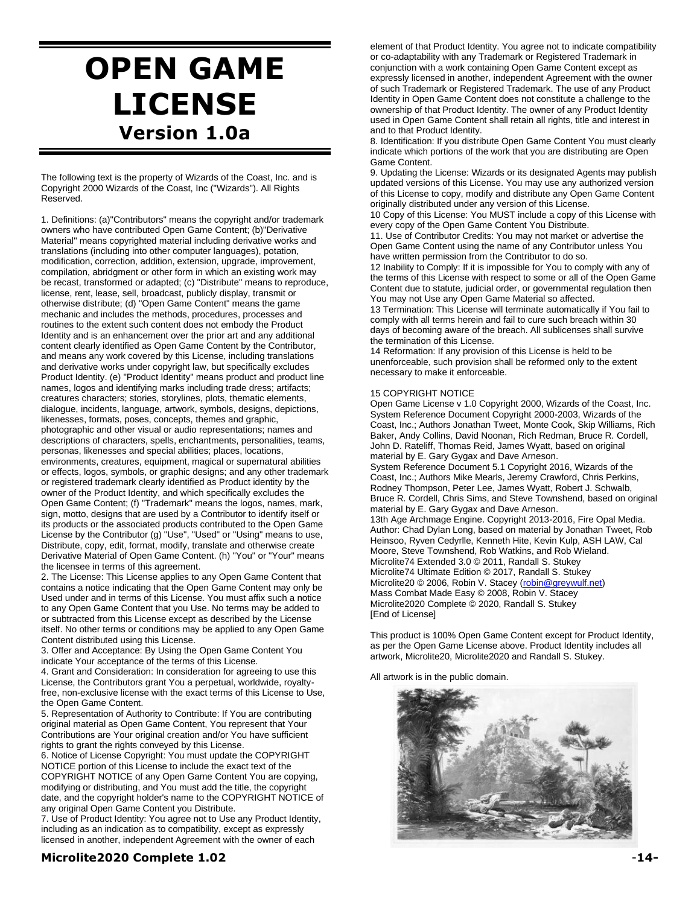# OPEN GAME LICENSE

## Version 1.0a

The following text is the property of Wizards of the Coast, Inc. and is Copyright 2000 Wizards of the Coast, Inc ("Wizards"). All Rights Reserved.

1. Definitions: (a)"Contributors" means the copyright and/or trademark owners who have contributed Open Game Content; (b)"Derivative Material" means copyrighted material including derivative works and translations (including into other computer languages), potation, modification, correction, addition, extension, upgrade, improvement, compilation, abridgment or other form in which an existing work may be recast, transformed or adapted; (c) "Distribute" means to reproduce, license, rent, lease, sell, broadcast, publicly display, transmit or otherwise distribute; (d) "Open Game Content" means the game mechanic and includes the methods, procedures, processes and routines to the extent such content does not embody the Product Identity and is an enhancement over the prior art and any additional content clearly identified as Open Game Content by the Contributor, and means any work covered by this License, including translations and derivative works under copyright law, but specifically excludes Product Identity. (e) "Product Identity" means product and product line names, logos and identifying marks including trade dress; artifacts; creatures characters; stories, storylines, plots, thematic elements, dialogue, incidents, language, artwork, symbols, designs, depictions, likenesses, formats, poses, concepts, themes and graphic, photographic and other visual or audio representations; names and descriptions of characters, spells, enchantments, personalities, teams, personas, likenesses and special abilities; places, locations, environments, creatures, equipment, magical or supernatural abilities or effects, logos, symbols, or graphic designs; and any other trademark or registered trademark clearly identified as Product identity by the owner of the Product Identity, and which specifically excludes the Open Game Content; (f) "Trademark" means the logos, names, mark, sign, motto, designs that are used by a Contributor to identify itself or its products or the associated products contributed to the Open Game License by the Contributor (g) "Use", "Used" or "Using" means to use, Distribute, copy, edit, format, modify, translate and otherwise create Derivative Material of Open Game Content. (h) "You" or "Your" means the licensee in terms of this agreement.
2. The License: This License applies to any Open Game Content that contains a notice indicating that the Open Game Content may only be Used under and in terms of this License. You must affix such a notice to any Open Game Content that you Use. No terms may be added to or subtracted from this License except as described by the License itself. No other terms or conditions may be applied to any Open Game Content distributed using this License.
3. Offer and Acceptance: By Using the Open Game Content You indicate Your acceptance of the terms of this License.
4. Grant and Consideration: In consideration for agreeing to use this License, the Contributors grant You a perpetual, worldwide, royalty-free, non-exclusive license with the exact terms of this License to Use, the Open Game Content.
5. Representation of Authority to Contribute: If You are contributing original material as Open Game Content, You represent that Your Contributions are Your original creation and/or You have sufficient rights to grant the rights conveyed by this License.
6. Notice of License Copyright: You must update the COPYRIGHT NOTICE portion of this License to include the exact text of the COPYRIGHT NOTICE of any Open Game Content You are copying, modifying or distributing, and You must add the title, the copyright date, and the copyright holder's name to the COPYRIGHT NOTICE of any original Open Game Content you Distribute.
7. Use of Product Identity: You agree not to Use any Product Identity, including as an indication as to compatibility, except as expressly licensed in another, independent Agreement with the owner of each element of that Product Identity. You agree not to indicate compatibility or co-adaptability with any Trademark or Registered Trademark in conjunction with a work containing Open Game Content except as expressly licensed in another, independent Agreement with the owner of such Trademark or Registered Trademark. The use of any Product Identity in Open Game Content does not constitute a challenge to the ownership of that Product Identity. The owner of any Product Identity used in Open Game Content shall retain all rights, title and interest in and to that Product Identity.
8. Identification: If you distribute Open Game Content You must clearly indicate which portions of the work that you are distributing are Open Game Content.
9. Updating the License: Wizards or its designated Agents may publish updated versions of this License. You may use any authorized version of this License to copy, modify and distribute any Open Game Content originally distributed under any version of this License.
10 Copy of this License: You MUST include a copy of this License with every copy of the Open Game Content You Distribute.
11. Use of Contributor Credits: You may not market or advertise the Open Game Content using the name of any Contributor unless You have written permission from the Contributor to do so.
12 Inability to Comply: If it is impossible for You to comply with any of the terms of this License with respect to some or all of the Open Game Content due to statute, judicial order, or governmental regulation then You may not Use any Open Game Material so affected.
13 Termination: This License will terminate automatically if You fail to comply with all terms herein and fail to cure such breach within 30 days of becoming aware of the breach. All sublicenses shall survive the termination of this License.
14 Reformation: If any provision of this License is held to be unenforceable, such provision shall be reformed only to the extent necessary to make it enforceable.

15 COPYRIGHT NOTICE
Open Game License v 1.0 Copyright 2000, Wizards of the Coast, Inc.
System Reference Document Copyright 2000-2003, Wizards of the Coast, Inc.; Authors Jonathan Tweet, Monte Cook, Skip Williams, Rich Baker, Andy Collins, David Noonan, Rich Redman, Bruce R. Cordell, John D. Rateliff, Thomas Reid, James Wyatt, based on original material by E. Gary Gygax and Dave Arneson.
System Reference Document 5.1 Copyright 2016, Wizards of the Coast, Inc.; Authors Mike Mearls, Jeremy Crawford, Chris Perkins, Rodney Thompson, Peter Lee, James Wyatt, Robert J. Schwalb, Bruce R. Cordell, Chris Sims, and Steve Townshend, based on original material by E. Gary Gygax and Dave Arneson.
13th Age Archmage Engine. Copyright 2013-2016, Fire Opal Media. Author: Chad Dylan Long, based on material by Jonathan Tweet, Rob Heinsoo, Ryven Cedyrlle, Kenneth Hite, Kevin Kulp, ASH LAW, Cal Moore, Steve Townshend, Rob Watkins, and Rob Wieland.
Microlite74 Extended 3.0 © 2011, Randall S. Stukey
Microlite74 Ultimate Edition © 2017, Randall S. Stukey
Microlite20 © 2006, Robin V. Stacey (robin@greywulf.net)
Mass Combat Made Easy © 2008, Robin V. Stacey
Microlite2020 Complete © 2020, Randall S. Stukey
[End of License]

This product is 100% Open Game Content except for Product Identity, as per the Open Game License above. Product Identity includes all artwork, Microlite20, Microlite2020 and Randall S. Stukey.

All artwork is in the public domain.